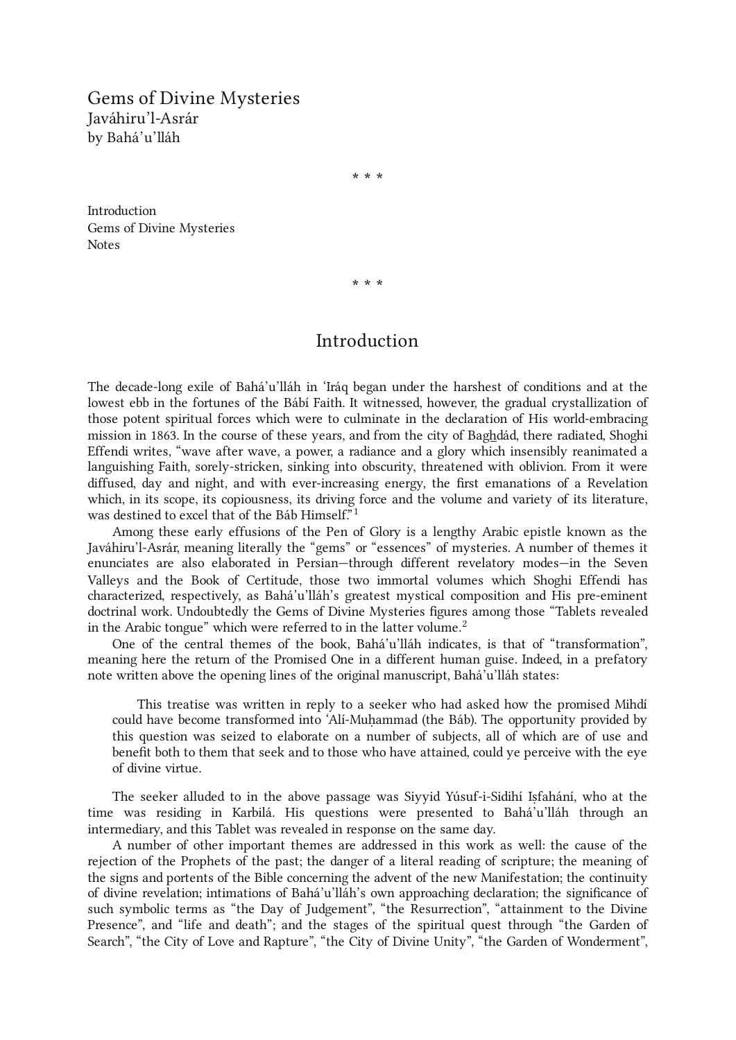# Gems of Divine Mysteries

Javáhiru'l-Asrár

by Bahá'u'lláh

\* \* \*

Introduction

Gems of Divine Mysteries

Notes

\* \* \*

## Introduction

The decade-long exile of Bahá'u'lláh in 'Iráq began under the harshest of conditions and at the lowest ebb in the fortunes of the Bábí Faith. It witnessed, however, the gradual crystallization of those potent spiritual forces which were to culminate in the declaration of His world-embracing mission in 1863. In the course of these years, and from the city of Bag͟hdád, there radiated, Shoghi Effendi writes, "wave after wave, a power, a radiance and a glory which insensibly reanimated a languishing Faith, sorely-stricken, sinking into obscurity, threatened with oblivion. From it were diffused, day and night, and with ever-increasing energy, the first emanations of a Revelation which, in its scope, its copiousness, its driving force and the volume and variety of its literature, was destined to excel that of the Báb Himself."[1]

Among these early effusions of the Pen of Glory is a lengthy Arabic epistle known as the Javáhiru'l-Asrár, meaning literally the "gems" or "essences" of mysteries. A number of themes it enunciates are also elaborated in Persian—through different revelatory modes—in the Seven Valleys and the Book of Certitude, those two immortal volumes which Shoghi Effendi has characterized, respectively, as Bahá'u'lláh's greatest mystical composition and His pre-eminent doctrinal work. Undoubtedly the Gems of Divine Mysteries figures among those "Tablets revealed in the Arabic tongue" which were referred to in the latter volume.[2]

One of the central themes of the book, Bahá'u'lláh indicates, is that of "transformation", meaning here the return of the Promised One in a different human guise. Indeed, in a prefatory note written above the opening lines of the original manuscript, Bahá'u'lláh states:

> This treatise was written in reply to a seeker who had asked how the promised Mihdí could have become transformed into 'Alí-Muḥammad (the Báb). The opportunity provided by this question was seized to elaborate on a number of subjects, all of which are of use and benefit both to them that seek and to those who have attained, could ye perceive with the eye of divine virtue.

The seeker alluded to in the above passage was Siyyid Yúsuf-i-Sidihí Iṣfahání, who at the time was residing in Karbilá. His questions were presented to Bahá'u'lláh through an intermediary, and this Tablet was revealed in response on the same day.

A number of other important themes are addressed in this work as well: the cause of the rejection of the Prophets of the past; the danger of a literal reading of scripture; the meaning of the signs and portents of the Bible concerning the advent of the new Manifestation; the continuity of divine revelation; intimations of Bahá'u'lláh's own approaching declaration; the significance of such symbolic terms as "the Day of Judgement", "the Resurrection", "attainment to the Divine Presence", and "life and death"; and the stages of the spiritual quest through "the Garden of Search", "the City of Love and Rapture", "the City of Divine Unity", "the Garden of Wonderment",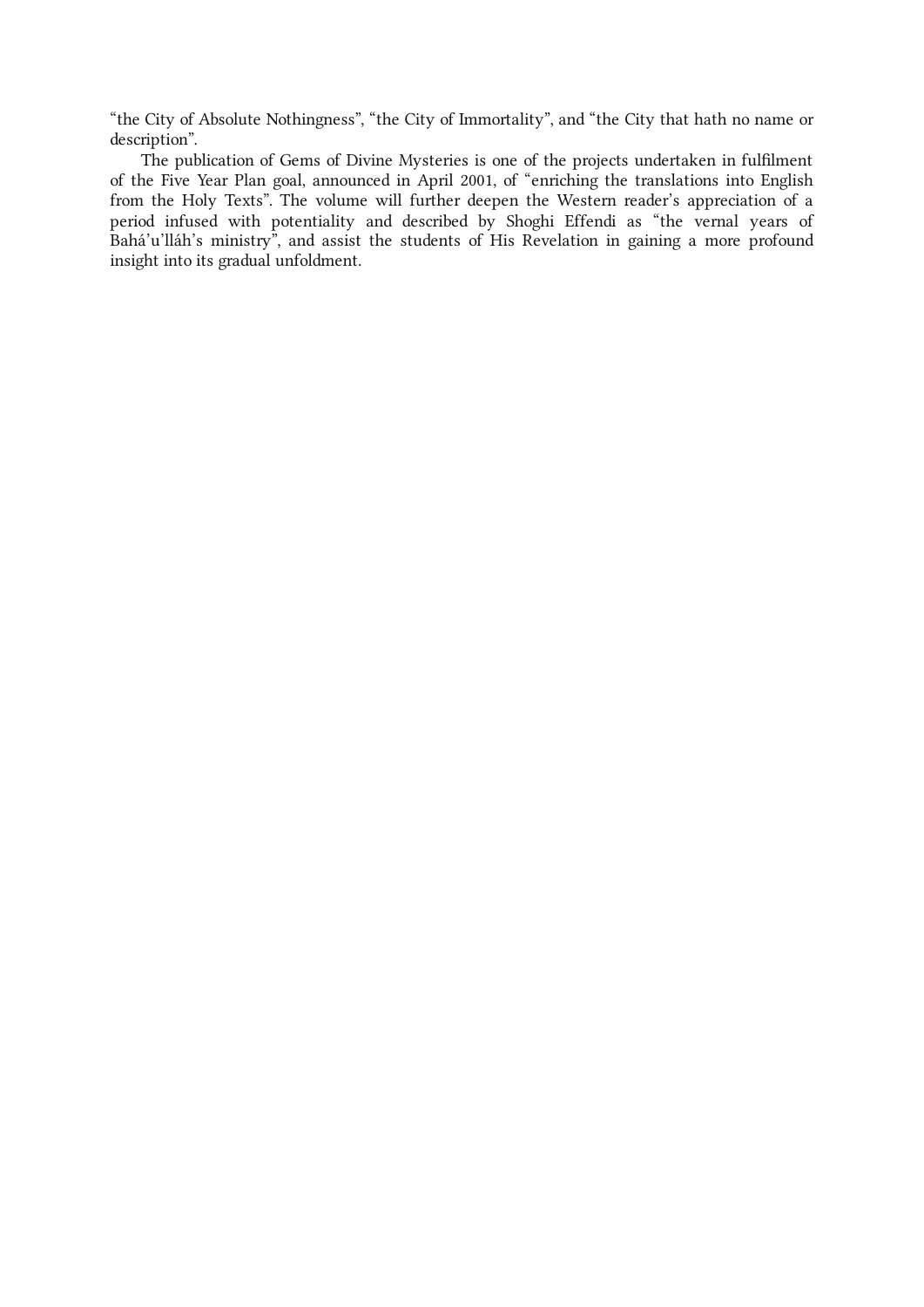“the City of Absolute Nothingness”, “the City of Immortality”, and “the City that hath no name or description”.

The publication of Gems of Divine Mysteries is one of the projects undertaken in fulfilment of the Five Year Plan goal, announced in April 2001, of “enriching the translations into English from the Holy Texts”. The volume will further deepen the Western reader’s appreciation of a period infused with potentiality and described by Shoghi Effendi as “the vernal years of Bahá’u’lláh’s ministry”, and assist the students of His Revelation in gaining a more profound insight into its gradual unfoldment.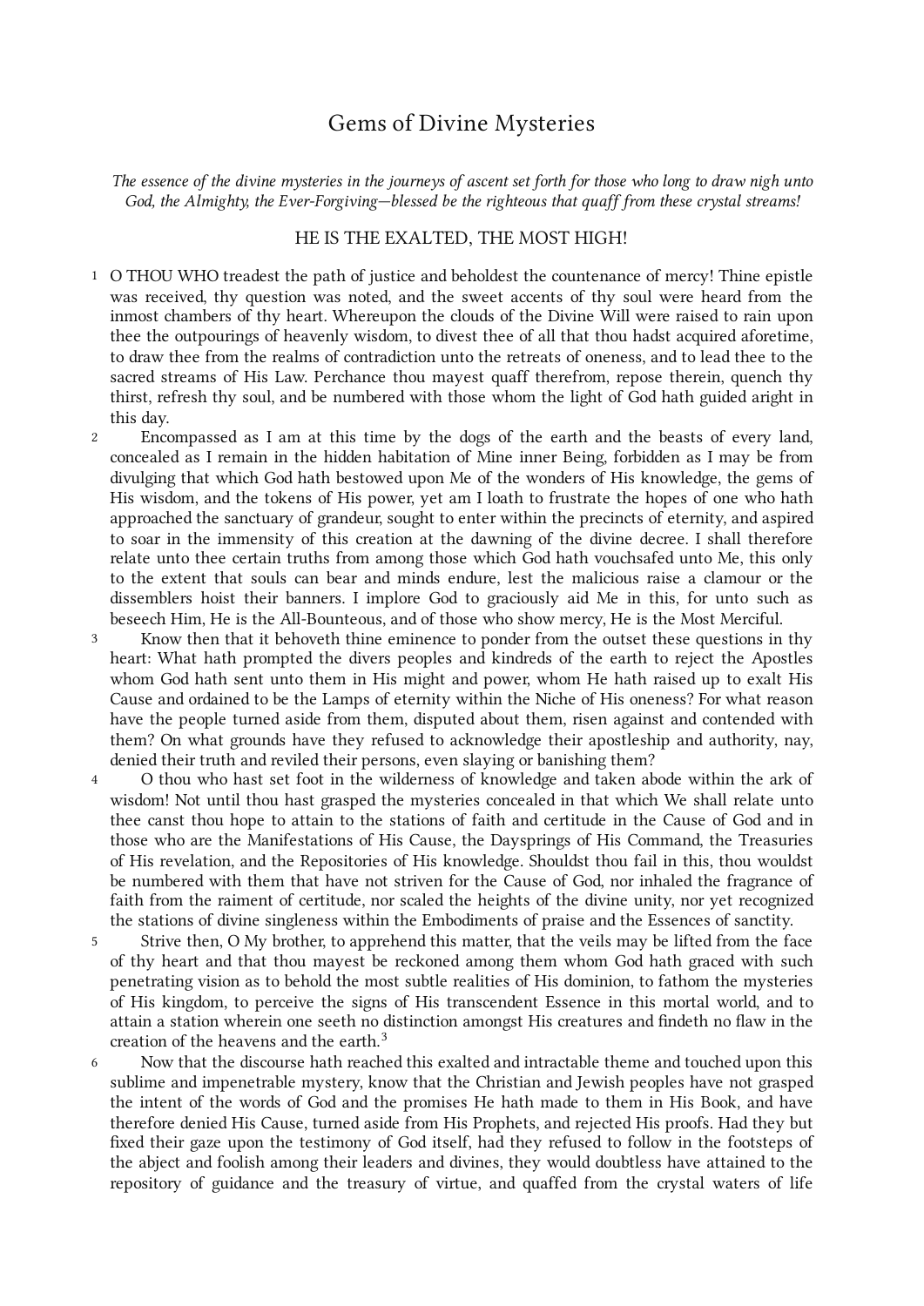# Gems of Divine Mysteries

*The essence of the divine mysteries in the journeys of ascent set forth for those who long to draw nigh unto God, the Almighty, the Ever-Forgiving—blessed be the righteous that quaff from these crystal streams!*

HE IS THE EXALTED, THE MOST HIGH!

1 O THOU WHO treadest the path of justice and beholdest the countenance of mercy! Thine epistle was received, thy question was noted, and the sweet accents of thy soul were heard from the inmost chambers of thy heart. Whereupon the clouds of the Divine Will were raised to rain upon thee the outpourings of heavenly wisdom, to divest thee of all that thou hadst acquired aforetime, to draw thee from the realms of contradiction unto the retreats of oneness, and to lead thee to the sacred streams of His Law. Perchance thou mayest quaff therefrom, repose therein, quench thy thirst, refresh thy soul, and be numbered with those whom the light of God hath guided aright in this day.

2 Encompassed as I am at this time by the dogs of the earth and the beasts of every land, concealed as I remain in the hidden habitation of Mine inner Being, forbidden as I may be from divulging that which God hath bestowed upon Me of the wonders of His knowledge, the gems of His wisdom, and the tokens of His power, yet am I loath to frustrate the hopes of one who hath approached the sanctuary of grandeur, sought to enter within the precincts of eternity, and aspired to soar in the immensity of this creation at the dawning of the divine decree. I shall therefore relate unto thee certain truths from among those which God hath vouchsafed unto Me, this only to the extent that souls can bear and minds endure, lest the malicious raise a clamour or the dissemblers hoist their banners. I implore God to graciously aid Me in this, for unto such as beseech Him, He is the All-Bounteous, and of those who show mercy, He is the Most Merciful.

3 Know then that it behoveth thine eminence to ponder from the outset these questions in thy heart: What hath prompted the divers peoples and kindreds of the earth to reject the Apostles whom God hath sent unto them in His might and power, whom He hath raised up to exalt His Cause and ordained to be the Lamps of eternity within the Niche of His oneness? For what reason have the people turned aside from them, disputed about them, risen against and contended with them? On what grounds have they refused to acknowledge their apostleship and authority, nay, denied their truth and reviled their persons, even slaying or banishing them?

4 O thou who hast set foot in the wilderness of knowledge and taken abode within the ark of wisdom! Not until thou hast grasped the mysteries concealed in that which We shall relate unto thee canst thou hope to attain to the stations of faith and certitude in the Cause of God and in those who are the Manifestations of His Cause, the Daysprings of His Command, the Treasuries of His revelation, and the Repositories of His knowledge. Shouldst thou fail in this, thou wouldst be numbered with them that have not striven for the Cause of God, nor inhaled the fragrance of faith from the raiment of certitude, nor scaled the heights of the divine unity, nor yet recognized the stations of divine singleness within the Embodiments of praise and the Essences of sanctity.

5 Strive then, O My brother, to apprehend this matter, that the veils may be lifted from the face of thy heart and that thou mayest be reckoned among them whom God hath graced with such penetrating vision as to behold the most subtle realities of His dominion, to fathom the mysteries of His kingdom, to perceive the signs of His transcendent Essence in this mortal world, and to attain a station wherein one seeth no distinction amongst His creatures and findeth no flaw in the creation of the heavens and the earth.[3]

6 Now that the discourse hath reached this exalted and intractable theme and touched upon this sublime and impenetrable mystery, know that the Christian and Jewish peoples have not grasped the intent of the words of God and the promises He hath made to them in His Book, and have therefore denied His Cause, turned aside from His Prophets, and rejected His proofs. Had they but fixed their gaze upon the testimony of God itself, had they refused to follow in the footsteps of the abject and foolish among their leaders and divines, they would doubtless have attained to the repository of guidance and the treasury of virtue, and quaffed from the crystal waters of life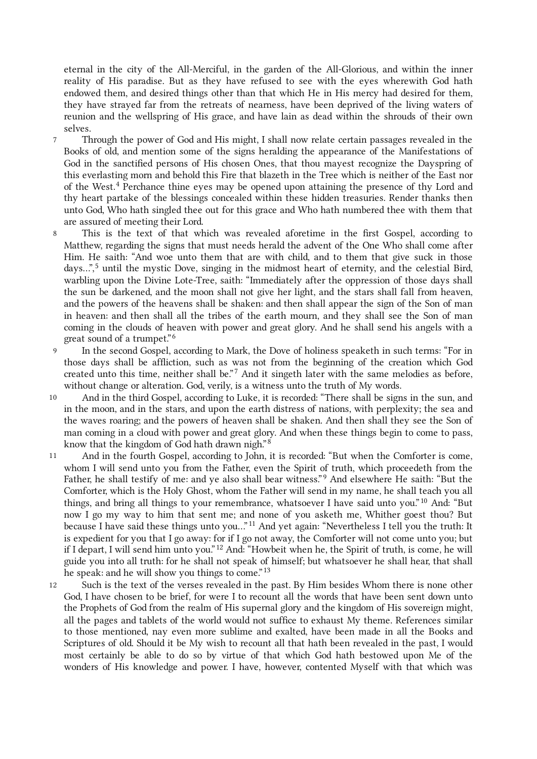eternal in the city of the All-Merciful, in the garden of the All-Glorious, and within the inner reality of His paradise. But as they have refused to see with the eyes wherewith God hath endowed them, and desired things other than that which He in His mercy had desired for them, they have strayed far from the retreats of nearness, have been deprived of the living waters of reunion and the wellspring of His grace, and have lain as dead within the shrouds of their own selves.

7 Through the power of God and His might, I shall now relate certain passages revealed in the Books of old, and mention some of the signs heralding the appearance of the Manifestations of God in the sanctified persons of His chosen Ones, that thou mayest recognize the Dayspring of this everlasting morn and behold this Fire that blazeth in the Tree which is neither of the East nor of the West.[4] Perchance thine eyes may be opened upon attaining the presence of thy Lord and thy heart partake of the blessings concealed within these hidden treasuries. Render thanks then unto God, Who hath singled thee out for this grace and Who hath numbered thee with them that are assured of meeting their Lord.

8 This is the text of that which was revealed aforetime in the first Gospel, according to Matthew, regarding the signs that must needs herald the advent of the One Who shall come after Him. He saith: "And woe unto them that are with child, and to them that give suck in those days…",[5] until the mystic Dove, singing in the midmost heart of eternity, and the celestial Bird, warbling upon the Divine Lote-Tree, saith: "Immediately after the oppression of those days shall the sun be darkened, and the moon shall not give her light, and the stars shall fall from heaven, and the powers of the heavens shall be shaken: and then shall appear the sign of the Son of man in heaven: and then shall all the tribes of the earth mourn, and they shall see the Son of man coming in the clouds of heaven with power and great glory. And he shall send his angels with a great sound of a trumpet."[6]

9 In the second Gospel, according to Mark, the Dove of holiness speaketh in such terms: "For in those days shall be affliction, such as was not from the beginning of the creation which God created unto this time, neither shall be."[7] And it singeth later with the same melodies as before, without change or alteration. God, verily, is a witness unto the truth of My words.

10 And in the third Gospel, according to Luke, it is recorded: "There shall be signs in the sun, and in the moon, and in the stars, and upon the earth distress of nations, with perplexity; the sea and the waves roaring; and the powers of heaven shall be shaken. And then shall they see the Son of man coming in a cloud with power and great glory. And when these things begin to come to pass, know that the kingdom of God hath drawn nigh."[8]

11 And in the fourth Gospel, according to John, it is recorded: "But when the Comforter is come, whom I will send unto you from the Father, even the Spirit of truth, which proceedeth from the Father, he shall testify of me: and ye also shall bear witness."[9] And elsewhere He saith: "But the Comforter, which is the Holy Ghost, whom the Father will send in my name, he shall teach you all things, and bring all things to your remembrance, whatsoever I have said unto you."[10] And: "But now I go my way to him that sent me; and none of you asketh me, Whither goest thou? But because I have said these things unto you…"[11] And yet again: "Nevertheless I tell you the truth: It is expedient for you that I go away: for if I go not away, the Comforter will not come unto you; but if I depart, I will send him unto you."[12] And: "Howbeit when he, the Spirit of truth, is come, he will guide you into all truth: for he shall not speak of himself; but whatsoever he shall hear, that shall he speak: and he will show you things to come."[13]

12 Such is the text of the verses revealed in the past. By Him besides Whom there is none other God, I have chosen to be brief, for were I to recount all the words that have been sent down unto the Prophets of God from the realm of His supernal glory and the kingdom of His sovereign might, all the pages and tablets of the world would not suffice to exhaust My theme. References similar to those mentioned, nay even more sublime and exalted, have been made in all the Books and Scriptures of old. Should it be My wish to recount all that hath been revealed in the past, I would most certainly be able to do so by virtue of that which God hath bestowed upon Me of the wonders of His knowledge and power. I have, however, contented Myself with that which was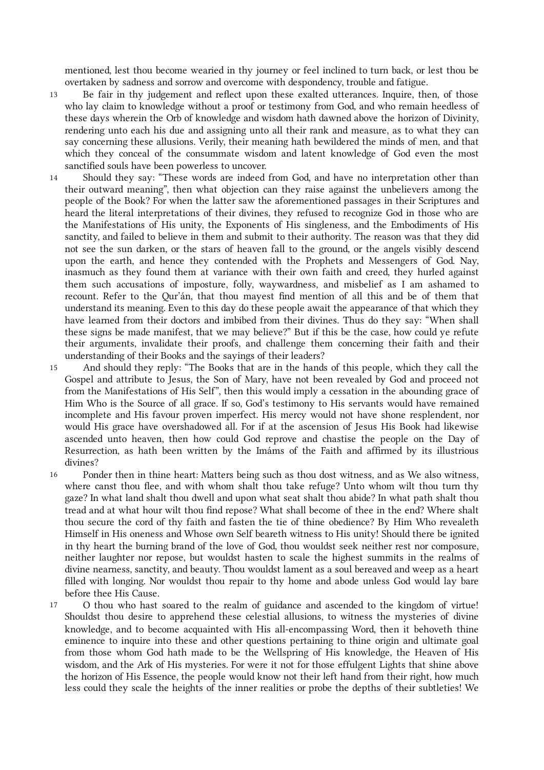mentioned, lest thou become wearied in thy journey or feel inclined to turn back, or lest thou be overtaken by sadness and sorrow and overcome with despondency, trouble and fatigue.

13 Be fair in thy judgement and reflect upon these exalted utterances. Inquire, then, of those who lay claim to knowledge without a proof or testimony from God, and who remain heedless of these days wherein the Orb of knowledge and wisdom hath dawned above the horizon of Divinity, rendering unto each his due and assigning unto all their rank and measure, as to what they can say concerning these allusions. Verily, their meaning hath bewildered the minds of men, and that which they conceal of the consummate wisdom and latent knowledge of God even the most sanctified souls have been powerless to uncover.

14 Should they say: "These words are indeed from God, and have no interpretation other than their outward meaning", then what objection can they raise against the unbelievers among the people of the Book? For when the latter saw the aforementioned passages in their Scriptures and heard the literal interpretations of their divines, they refused to recognize God in those who are the Manifestations of His unity, the Exponents of His singleness, and the Embodiments of His sanctity, and failed to believe in them and submit to their authority. The reason was that they did not see the sun darken, or the stars of heaven fall to the ground, or the angels visibly descend upon the earth, and hence they contended with the Prophets and Messengers of God. Nay, inasmuch as they found them at variance with their own faith and creed, they hurled against them such accusations of imposture, folly, waywardness, and misbelief as I am ashamed to recount. Refer to the Qur'án, that thou mayest find mention of all this and be of them that understand its meaning. Even to this day do these people await the appearance of that which they have learned from their doctors and imbibed from their divines. Thus do they say: "When shall these signs be made manifest, that we may believe?" But if this be the case, how could ye refute their arguments, invalidate their proofs, and challenge them concerning their faith and their understanding of their Books and the sayings of their leaders?

15 And should they reply: "The Books that are in the hands of this people, which they call the Gospel and attribute to Jesus, the Son of Mary, have not been revealed by God and proceed not from the Manifestations of His Self", then this would imply a cessation in the abounding grace of Him Who is the Source of all grace. If so, God's testimony to His servants would have remained incomplete and His favour proven imperfect. His mercy would not have shone resplendent, nor would His grace have overshadowed all. For if at the ascension of Jesus His Book had likewise ascended unto heaven, then how could God reprove and chastise the people on the Day of Resurrection, as hath been written by the Imáms of the Faith and affirmed by its illustrious divines?

16 Ponder then in thine heart: Matters being such as thou dost witness, and as We also witness, where canst thou flee, and with whom shalt thou take refuge? Unto whom wilt thou turn thy gaze? In what land shalt thou dwell and upon what seat shalt thou abide? In what path shalt thou tread and at what hour wilt thou find repose? What shall become of thee in the end? Where shalt thou secure the cord of thy faith and fasten the tie of thine obedience? By Him Who revealeth Himself in His oneness and Whose own Self beareth witness to His unity! Should there be ignited in thy heart the burning brand of the love of God, thou wouldst seek neither rest nor composure, neither laughter nor repose, but wouldst hasten to scale the highest summits in the realms of divine nearness, sanctity, and beauty. Thou wouldst lament as a soul bereaved and weep as a heart filled with longing. Nor wouldst thou repair to thy home and abode unless God would lay bare before thee His Cause.

17 O thou who hast soared to the realm of guidance and ascended to the kingdom of virtue! Shouldst thou desire to apprehend these celestial allusions, to witness the mysteries of divine knowledge, and to become acquainted with His all-encompassing Word, then it behoveth thine eminence to inquire into these and other questions pertaining to thine origin and ultimate goal from those whom God hath made to be the Wellspring of His knowledge, the Heaven of His wisdom, and the Ark of His mysteries. For were it not for those effulgent Lights that shine above the horizon of His Essence, the people would know not their left hand from their right, how much less could they scale the heights of the inner realities or probe the depths of their subtleties! We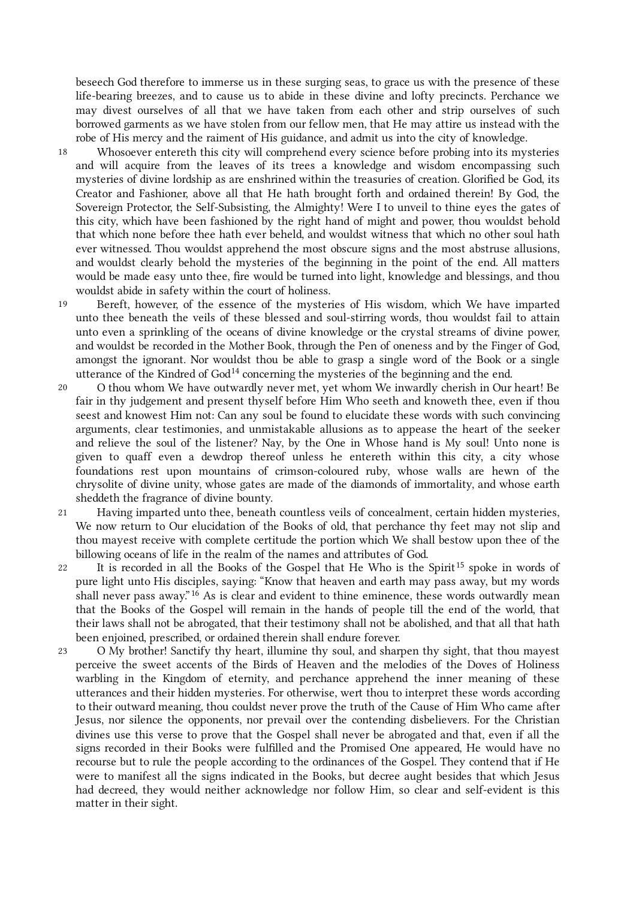beseech God therefore to immerse us in these surging seas, to grace us with the presence of these life-bearing breezes, and to cause us to abide in these divine and lofty precincts. Perchance we may divest ourselves of all that we have taken from each other and strip ourselves of such borrowed garments as we have stolen from our fellow men, that He may attire us instead with the robe of His mercy and the raiment of His guidance, and admit us into the city of knowledge.

18 Whosoever entereth this city will comprehend every science before probing into its mysteries and will acquire from the leaves of its trees a knowledge and wisdom encompassing such mysteries of divine lordship as are enshrined within the treasuries of creation. Glorified be God, its Creator and Fashioner, above all that He hath brought forth and ordained therein! By God, the Sovereign Protector, the Self-Subsisting, the Almighty! Were I to unveil to thine eyes the gates of this city, which have been fashioned by the right hand of might and power, thou wouldst behold that which none before thee hath ever beheld, and wouldst witness that which no other soul hath ever witnessed. Thou wouldst apprehend the most obscure signs and the most abstruse allusions, and wouldst clearly behold the mysteries of the beginning in the point of the end. All matters would be made easy unto thee, fire would be turned into light, knowledge and blessings, and thou wouldst abide in safety within the court of holiness.

19 Bereft, however, of the essence of the mysteries of His wisdom, which We have imparted unto thee beneath the veils of these blessed and soul-stirring words, thou wouldst fail to attain unto even a sprinkling of the oceans of divine knowledge or the crystal streams of divine power, and wouldst be recorded in the Mother Book, through the Pen of oneness and by the Finger of God, amongst the ignorant. Nor wouldst thou be able to grasp a single word of the Book or a single utterance of the Kindred of God[14] concerning the mysteries of the beginning and the end.

20 O thou whom We have outwardly never met, yet whom We inwardly cherish in Our heart! Be fair in thy judgement and present thyself before Him Who seeth and knoweth thee, even if thou seest and knowest Him not: Can any soul be found to elucidate these words with such convincing arguments, clear testimonies, and unmistakable allusions as to appease the heart of the seeker and relieve the soul of the listener? Nay, by the One in Whose hand is My soul! Unto none is given to quaff even a dewdrop thereof unless he entereth within this city, a city whose foundations rest upon mountains of crimson-coloured ruby, whose walls are hewn of the chrysolite of divine unity, whose gates are made of the diamonds of immortality, and whose earth sheddeth the fragrance of divine bounty.

21 Having imparted unto thee, beneath countless veils of concealment, certain hidden mysteries, We now return to Our elucidation of the Books of old, that perchance thy feet may not slip and thou mayest receive with complete certitude the portion which We shall bestow upon thee of the billowing oceans of life in the realm of the names and attributes of God.

22 It is recorded in all the Books of the Gospel that He Who is the Spirit[15] spoke in words of pure light unto His disciples, saying: "Know that heaven and earth may pass away, but my words shall never pass away."[16] As is clear and evident to thine eminence, these words outwardly mean that the Books of the Gospel will remain in the hands of people till the end of the world, that their laws shall not be abrogated, that their testimony shall not be abolished, and that all that hath been enjoined, prescribed, or ordained therein shall endure forever.

23 O My brother! Sanctify thy heart, illumine thy soul, and sharpen thy sight, that thou mayest perceive the sweet accents of the Birds of Heaven and the melodies of the Doves of Holiness warbling in the Kingdom of eternity, and perchance apprehend the inner meaning of these utterances and their hidden mysteries. For otherwise, wert thou to interpret these words according to their outward meaning, thou couldst never prove the truth of the Cause of Him Who came after Jesus, nor silence the opponents, nor prevail over the contending disbelievers. For the Christian divines use this verse to prove that the Gospel shall never be abrogated and that, even if all the signs recorded in their Books were fulfilled and the Promised One appeared, He would have no recourse but to rule the people according to the ordinances of the Gospel. They contend that if He were to manifest all the signs indicated in the Books, but decree aught besides that which Jesus had decreed, they would neither acknowledge nor follow Him, so clear and self-evident is this matter in their sight.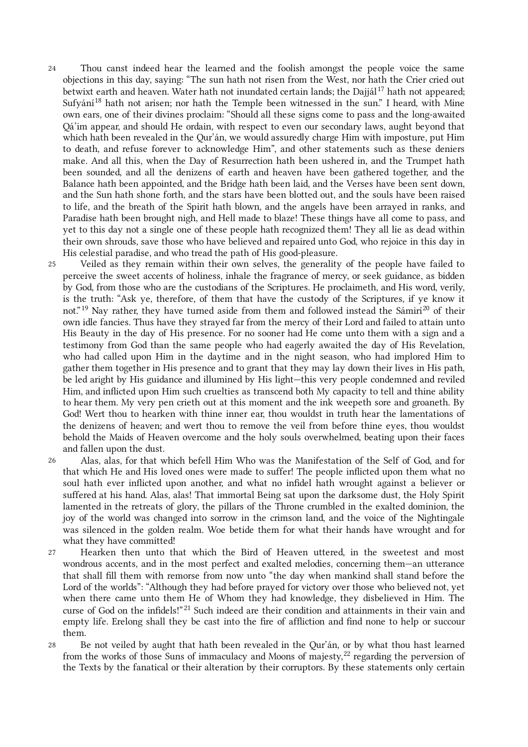24 Thou canst indeed hear the learned and the foolish amongst the people voice the same objections in this day, saying: “The sun hath not risen from the West, nor hath the Crier cried out betwixt earth and heaven. Water hath not inundated certain lands; the Dajjál[17] hath not appeared; Sufyání[18] hath not arisen; nor hath the Temple been witnessed in the sun.” I heard, with Mine own ears, one of their divines proclaim: “Should all these signs come to pass and the long-awaited Qá’im appear, and should He ordain, with respect to even our secondary laws, aught beyond that which hath been revealed in the Qur’án, we would assuredly charge Him with imposture, put Him to death, and refuse forever to acknowledge Him”, and other statements such as these deniers make. And all this, when the Day of Resurrection hath been ushered in, and the Trumpet hath been sounded, and all the denizens of earth and heaven have been gathered together, and the Balance hath been appointed, and the Bridge hath been laid, and the Verses have been sent down, and the Sun hath shone forth, and the stars have been blotted out, and the souls have been raised to life, and the breath of the Spirit hath blown, and the angels have been arrayed in ranks, and Paradise hath been brought nigh, and Hell made to blaze! These things have all come to pass, and yet to this day not a single one of these people hath recognized them! They all lie as dead within their own shrouds, save those who have believed and repaired unto God, who rejoice in this day in His celestial paradise, and who tread the path of His good-pleasure.

25 Veiled as they remain within their own selves, the generality of the people have failed to perceive the sweet accents of holiness, inhale the fragrance of mercy, or seek guidance, as bidden by God, from those who are the custodians of the Scriptures. He proclaimeth, and His word, verily, is the truth: “Ask ye, therefore, of them that have the custody of the Scriptures, if ye know it not.”[19] Nay rather, they have turned aside from them and followed instead the Sámirí[20] of their own idle fancies. Thus have they strayed far from the mercy of their Lord and failed to attain unto His Beauty in the day of His presence. For no sooner had He come unto them with a sign and a testimony from God than the same people who had eagerly awaited the day of His Revelation, who had called upon Him in the daytime and in the night season, who had implored Him to gather them together in His presence and to grant that they may lay down their lives in His path, be led aright by His guidance and illumined by His light—this very people condemned and reviled Him, and inflicted upon Him such cruelties as transcend both My capacity to tell and thine ability to hear them. My very pen crieth out at this moment and the ink weepeth sore and groaneth. By God! Wert thou to hearken with thine inner ear, thou wouldst in truth hear the lamentations of the denizens of heaven; and wert thou to remove the veil from before thine eyes, thou wouldst behold the Maids of Heaven overcome and the holy souls overwhelmed, beating upon their faces and fallen upon the dust.

26 Alas, alas, for that which befell Him Who was the Manifestation of the Self of God, and for that which He and His loved ones were made to suffer! The people inflicted upon them what no soul hath ever inflicted upon another, and what no infidel hath wrought against a believer or suffered at his hand. Alas, alas! That immortal Being sat upon the darksome dust, the Holy Spirit lamented in the retreats of glory, the pillars of the Throne crumbled in the exalted dominion, the joy of the world was changed into sorrow in the crimson land, and the voice of the Nightingale was silenced in the golden realm. Woe betide them for what their hands have wrought and for what they have committed!

27 Hearken then unto that which the Bird of Heaven uttered, in the sweetest and most wondrous accents, and in the most perfect and exalted melodies, concerning them—an utterance that shall fill them with remorse from now unto “the day when mankind shall stand before the Lord of the worlds”: “Although they had before prayed for victory over those who believed not, yet when there came unto them He of Whom they had knowledge, they disbelieved in Him. The curse of God on the infidels!”[21] Such indeed are their condition and attainments in their vain and empty life. Erelong shall they be cast into the fire of affliction and find none to help or succour them.

28 Be not veiled by aught that hath been revealed in the Qur’án, or by what thou hast learned from the works of those Suns of immaculacy and Moons of majesty,[22] regarding the perversion of the Texts by the fanatical or their alteration by their corruptors. By these statements only certain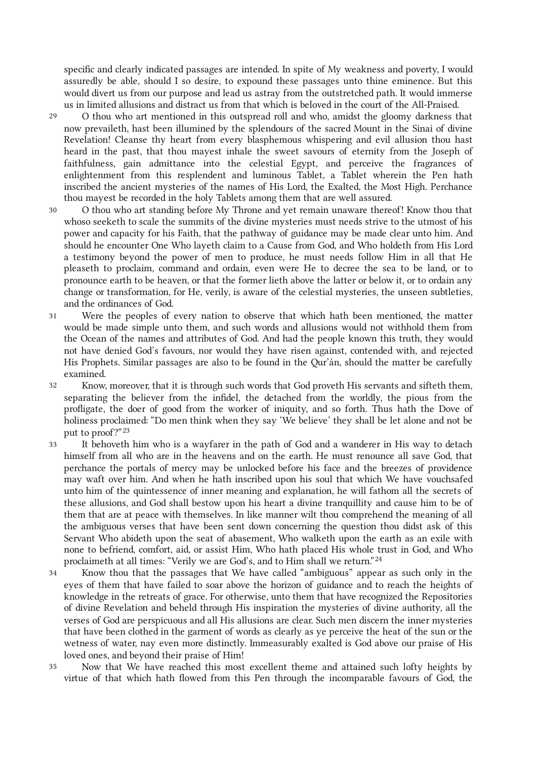specific and clearly indicated passages are intended. In spite of My weakness and poverty, I would assuredly be able, should I so desire, to expound these passages unto thine eminence. But this would divert us from our purpose and lead us astray from the outstretched path. It would immerse us in limited allusions and distract us from that which is beloved in the court of the All-Praised.

29 O thou who art mentioned in this outspread roll and who, amidst the gloomy darkness that now prevaileth, hast been illumined by the splendours of the sacred Mount in the Sinai of divine Revelation! Cleanse thy heart from every blasphemous whispering and evil allusion thou hast heard in the past, that thou mayest inhale the sweet savours of eternity from the Joseph of faithfulness, gain admittance into the celestial Egypt, and perceive the fragrances of enlightenment from this resplendent and luminous Tablet, a Tablet wherein the Pen hath inscribed the ancient mysteries of the names of His Lord, the Exalted, the Most High. Perchance thou mayest be recorded in the holy Tablets among them that are well assured.

30 O thou who art standing before My Throne and yet remain unaware thereof! Know thou that whoso seeketh to scale the summits of the divine mysteries must needs strive to the utmost of his power and capacity for his Faith, that the pathway of guidance may be made clear unto him. And should he encounter One Who layeth claim to a Cause from God, and Who holdeth from His Lord a testimony beyond the power of men to produce, he must needs follow Him in all that He pleaseth to proclaim, command and ordain, even were He to decree the sea to be land, or to pronounce earth to be heaven, or that the former lieth above the latter or below it, or to ordain any change or transformation, for He, verily, is aware of the celestial mysteries, the unseen subtleties, and the ordinances of God.

31 Were the peoples of every nation to observe that which hath been mentioned, the matter would be made simple unto them, and such words and allusions would not withhold them from the Ocean of the names and attributes of God. And had the people known this truth, they would not have denied God's favours, nor would they have risen against, contended with, and rejected His Prophets. Similar passages are also to be found in the Qur'án, should the matter be carefully examined.

32 Know, moreover, that it is through such words that God proveth His servants and sifteth them, separating the believer from the infidel, the detached from the worldly, the pious from the profligate, the doer of good from the worker of iniquity, and so forth. Thus hath the Dove of holiness proclaimed: "Do men think when they say 'We believe' they shall be let alone and not be put to proof?"[23]

33 It behoveth him who is a wayfarer in the path of God and a wanderer in His way to detach himself from all who are in the heavens and on the earth. He must renounce all save God, that perchance the portals of mercy may be unlocked before his face and the breezes of providence may waft over him. And when he hath inscribed upon his soul that which We have vouchsafed unto him of the quintessence of inner meaning and explanation, he will fathom all the secrets of these allusions, and God shall bestow upon his heart a divine tranquillity and cause him to be of them that are at peace with themselves. In like manner wilt thou comprehend the meaning of all the ambiguous verses that have been sent down concerning the question thou didst ask of this Servant Who abideth upon the seat of abasement, Who walketh upon the earth as an exile with none to befriend, comfort, aid, or assist Him, Who hath placed His whole trust in God, and Who proclaimeth at all times: "Verily we are God's, and to Him shall we return."[24]

34 Know thou that the passages that We have called "ambiguous" appear as such only in the eyes of them that have failed to soar above the horizon of guidance and to reach the heights of knowledge in the retreats of grace. For otherwise, unto them that have recognized the Repositories of divine Revelation and beheld through His inspiration the mysteries of divine authority, all the verses of God are perspicuous and all His allusions are clear. Such men discern the inner mysteries that have been clothed in the garment of words as clearly as ye perceive the heat of the sun or the wetness of water, nay even more distinctly. Immeasurably exalted is God above our praise of His loved ones, and beyond their praise of Him!

35 Now that We have reached this most excellent theme and attained such lofty heights by virtue of that which hath flowed from this Pen through the incomparable favours of God, the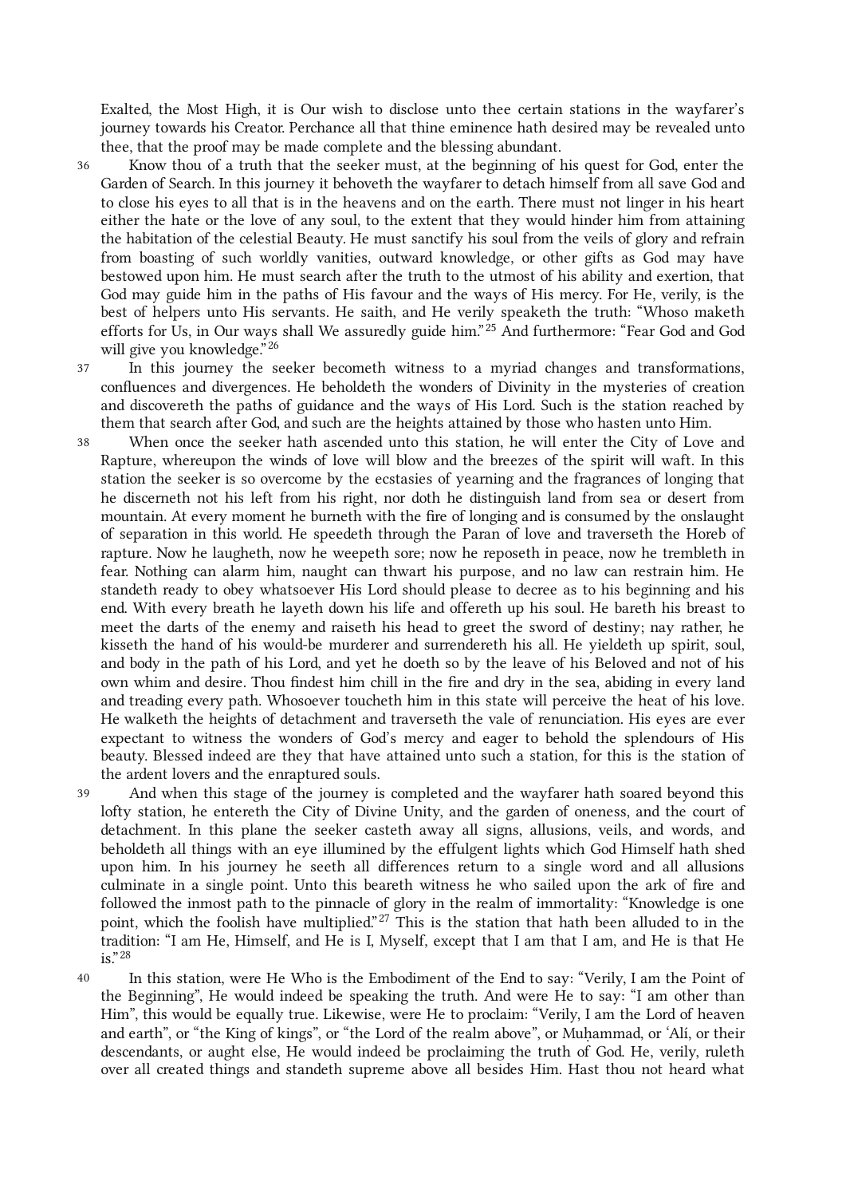Exalted, the Most High, it is Our wish to disclose unto thee certain stations in the wayfarer's journey towards his Creator. Perchance all that thine eminence hath desired may be revealed unto thee, that the proof may be made complete and the blessing abundant.

36 Know thou of a truth that the seeker must, at the beginning of his quest for God, enter the Garden of Search. In this journey it behoveth the wayfarer to detach himself from all save God and to close his eyes to all that is in the heavens and on the earth. There must not linger in his heart either the hate or the love of any soul, to the extent that they would hinder him from attaining the habitation of the celestial Beauty. He must sanctify his soul from the veils of glory and refrain from boasting of such worldly vanities, outward knowledge, or other gifts as God may have bestowed upon him. He must search after the truth to the utmost of his ability and exertion, that God may guide him in the paths of His favour and the ways of His mercy. For He, verily, is the best of helpers unto His servants. He saith, and He verily speaketh the truth: "Whoso maketh efforts for Us, in Our ways shall We assuredly guide him."[25] And furthermore: "Fear God and God will give you knowledge."[26]

37 In this journey the seeker becometh witness to a myriad changes and transformations, confluences and divergences. He beholdeth the wonders of Divinity in the mysteries of creation and discovereth the paths of guidance and the ways of His Lord. Such is the station reached by them that search after God, and such are the heights attained by those who hasten unto Him.

38 When once the seeker hath ascended unto this station, he will enter the City of Love and Rapture, whereupon the winds of love will blow and the breezes of the spirit will waft. In this station the seeker is so overcome by the ecstasies of yearning and the fragrances of longing that he discerneth not his left from his right, nor doth he distinguish land from sea or desert from mountain. At every moment he burneth with the fire of longing and is consumed by the onslaught of separation in this world. He speedeth through the Paran of love and traverseth the Horeb of rapture. Now he laugheth, now he weepeth sore; now he reposeth in peace, now he trembleth in fear. Nothing can alarm him, naught can thwart his purpose, and no law can restrain him. He standeth ready to obey whatsoever His Lord should please to decree as to his beginning and his end. With every breath he layeth down his life and offereth up his soul. He bareth his breast to meet the darts of the enemy and raiseth his head to greet the sword of destiny; nay rather, he kisseth the hand of his would-be murderer and surrendereth his all. He yieldeth up spirit, soul, and body in the path of his Lord, and yet he doeth so by the leave of his Beloved and not of his own whim and desire. Thou findest him chill in the fire and dry in the sea, abiding in every land and treading every path. Whosoever toucheth him in this state will perceive the heat of his love. He walketh the heights of detachment and traverseth the vale of renunciation. His eyes are ever expectant to witness the wonders of God's mercy and eager to behold the splendours of His beauty. Blessed indeed are they that have attained unto such a station, for this is the station of the ardent lovers and the enraptured souls.

39 And when this stage of the journey is completed and the wayfarer hath soared beyond this lofty station, he entereth the City of Divine Unity, and the garden of oneness, and the court of detachment. In this plane the seeker casteth away all signs, allusions, veils, and words, and beholdeth all things with an eye illumined by the effulgent lights which God Himself hath shed upon him. In his journey he seeth all differences return to a single word and all allusions culminate in a single point. Unto this beareth witness he who sailed upon the ark of fire and followed the inmost path to the pinnacle of glory in the realm of immortality: "Knowledge is one point, which the foolish have multiplied."[27] This is the station that hath been alluded to in the tradition: "I am He, Himself, and He is I, Myself, except that I am that I am, and He is that He is."[28]

40 In this station, were He Who is the Embodiment of the End to say: "Verily, I am the Point of the Beginning", He would indeed be speaking the truth. And were He to say: "I am other than Him", this would be equally true. Likewise, were He to proclaim: "Verily, I am the Lord of heaven and earth", or "the King of kings", or "the Lord of the realm above", or Muḥammad, or 'Alí, or their descendants, or aught else, He would indeed be proclaiming the truth of God. He, verily, ruleth over all created things and standeth supreme above all besides Him. Hast thou not heard what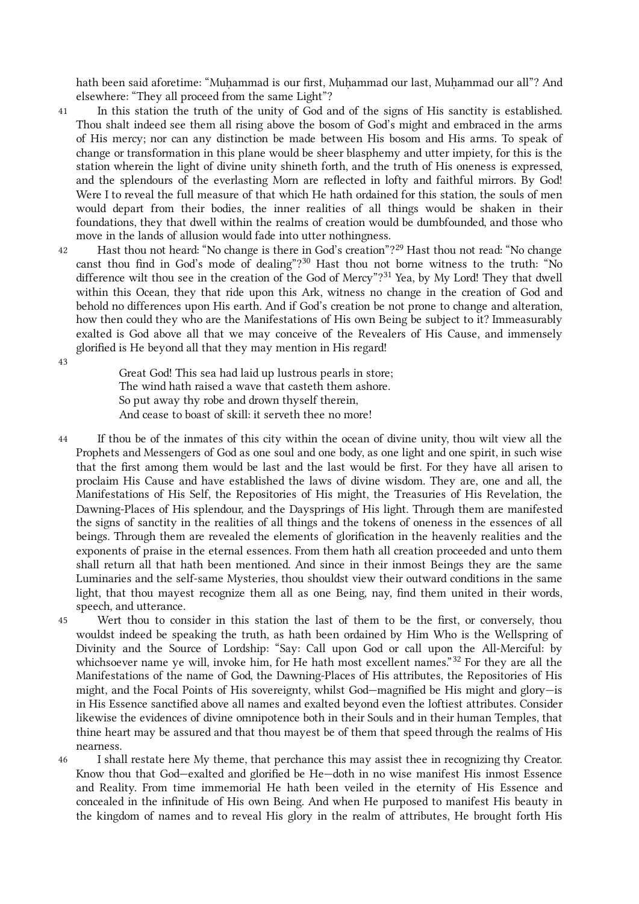hath been said aforetime: "Muḥammad is our first, Muḥammad our last, Muḥammad our all"? And elsewhere: "They all proceed from the same Light"?

41 In this station the truth of the unity of God and of the signs of His sanctity is established. Thou shalt indeed see them all rising above the bosom of God's might and embraced in the arms of His mercy; nor can any distinction be made between His bosom and His arms. To speak of change or transformation in this plane would be sheer blasphemy and utter impiety, for this is the station wherein the light of divine unity shineth forth, and the truth of His oneness is expressed, and the splendours of the everlasting Morn are reflected in lofty and faithful mirrors. By God! Were I to reveal the full measure of that which He hath ordained for this station, the souls of men would depart from their bodies, the inner realities of all things would be shaken in their foundations, they that dwell within the realms of creation would be dumbfounded, and those who move in the lands of allusion would fade into utter nothingness.

42 Hast thou not heard: "No change is there in God's creation"?[29] Hast thou not read: "No change canst thou find in God's mode of dealing"?[30] Hast thou not borne witness to the truth: "No difference wilt thou see in the creation of the God of Mercy"?[31] Yea, by My Lord! They that dwell within this Ocean, they that ride upon this Ark, witness no change in the creation of God and behold no differences upon His earth. And if God's creation be not prone to change and alteration, how then could they who are the Manifestations of His own Being be subject to it? Immeasurably exalted is God above all that we may conceive of the Revealers of His Cause, and immensely glorified is He beyond all that they may mention in His regard!

43

> Great God! This sea had laid up lustrous pearls in store;
> The wind hath raised a wave that casteth them ashore.
> So put away thy robe and drown thyself therein,
> And cease to boast of skill: it serveth thee no more!

44 If thou be of the inmates of this city within the ocean of divine unity, thou wilt view all the Prophets and Messengers of God as one soul and one body, as one light and one spirit, in such wise that the first among them would be last and the last would be first. For they have all arisen to proclaim His Cause and have established the laws of divine wisdom. They are, one and all, the Manifestations of His Self, the Repositories of His might, the Treasuries of His Revelation, the Dawning-Places of His splendour, and the Daysprings of His light. Through them are manifested the signs of sanctity in the realities of all things and the tokens of oneness in the essences of all beings. Through them are revealed the elements of glorification in the heavenly realities and the exponents of praise in the eternal essences. From them hath all creation proceeded and unto them shall return all that hath been mentioned. And since in their inmost Beings they are the same Luminaries and the self-same Mysteries, thou shouldst view their outward conditions in the same light, that thou mayest recognize them all as one Being, nay, find them united in their words, speech, and utterance.

45 Wert thou to consider in this station the last of them to be the first, or conversely, thou wouldst indeed be speaking the truth, as hath been ordained by Him Who is the Wellspring of Divinity and the Source of Lordship: "Say: Call upon God or call upon the All-Merciful: by whichsoever name ye will, invoke him, for He hath most excellent names."[32] For they are all the Manifestations of the name of God, the Dawning-Places of His attributes, the Repositories of His might, and the Focal Points of His sovereignty, whilst God—magnified be His might and glory—is in His Essence sanctified above all names and exalted beyond even the loftiest attributes. Consider likewise the evidences of divine omnipotence both in their Souls and in their human Temples, that thine heart may be assured and that thou mayest be of them that speed through the realms of His nearness.

46 I shall restate here My theme, that perchance this may assist thee in recognizing thy Creator. Know thou that God—exalted and glorified be He—doth in no wise manifest His inmost Essence and Reality. From time immemorial He hath been veiled in the eternity of His Essence and concealed in the infinitude of His own Being. And when He purposed to manifest His beauty in the kingdom of names and to reveal His glory in the realm of attributes, He brought forth His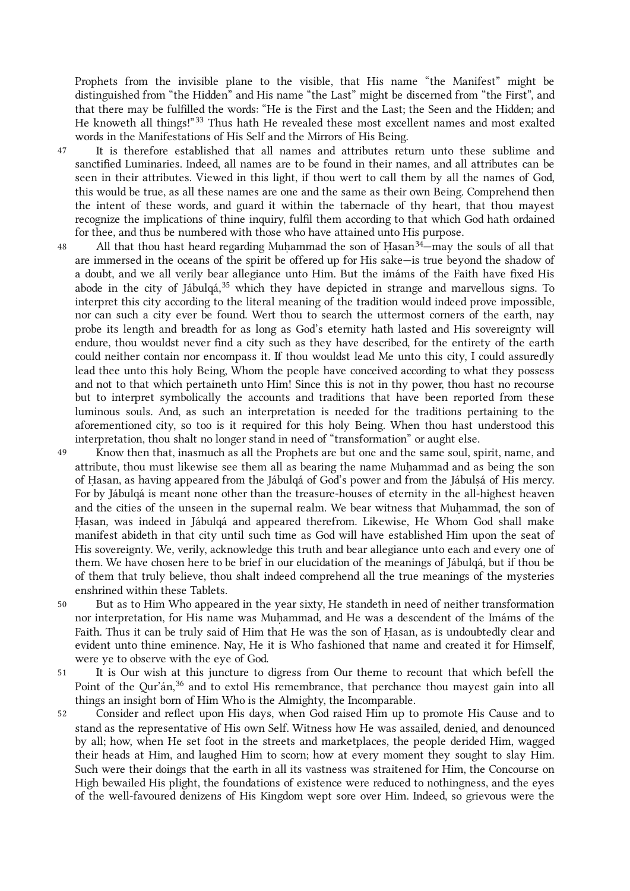Prophets from the invisible plane to the visible, that His name "the Manifest" might be distinguished from "the Hidden" and His name "the Last" might be discerned from "the First", and that there may be fulfilled the words: "He is the First and the Last; the Seen and the Hidden; and He knoweth all things!"[33] Thus hath He revealed these most excellent names and most exalted words in the Manifestations of His Self and the Mirrors of His Being.

47 It is therefore established that all names and attributes return unto these sublime and sanctified Luminaries. Indeed, all names are to be found in their names, and all attributes can be seen in their attributes. Viewed in this light, if thou wert to call them by all the names of God, this would be true, as all these names are one and the same as their own Being. Comprehend then the intent of these words, and guard it within the tabernacle of thy heart, that thou mayest recognize the implications of thine inquiry, fulfil them according to that which God hath ordained for thee, and thus be numbered with those who have attained unto His purpose.

48 All that thou hast heard regarding Muḥammad the son of Ḥasan[34]—may the souls of all that are immersed in the oceans of the spirit be offered up for His sake—is true beyond the shadow of a doubt, and we all verily bear allegiance unto Him. But the imáms of the Faith have fixed His abode in the city of Jábulqá,[35] which they have depicted in strange and marvellous signs. To interpret this city according to the literal meaning of the tradition would indeed prove impossible, nor can such a city ever be found. Wert thou to search the uttermost corners of the earth, nay probe its length and breadth for as long as God's eternity hath lasted and His sovereignty will endure, thou wouldst never find a city such as they have described, for the entirety of the earth could neither contain nor encompass it. If thou wouldst lead Me unto this city, I could assuredly lead thee unto this holy Being, Whom the people have conceived according to what they possess and not to that which pertaineth unto Him! Since this is not in thy power, thou hast no recourse but to interpret symbolically the accounts and traditions that have been reported from these luminous souls. And, as such an interpretation is needed for the traditions pertaining to the aforementioned city, so too is it required for this holy Being. When thou hast understood this interpretation, thou shalt no longer stand in need of "transformation" or aught else.

49 Know then that, inasmuch as all the Prophets are but one and the same soul, spirit, name, and attribute, thou must likewise see them all as bearing the name Muḥammad and as being the son of Ḥasan, as having appeared from the Jábulqá of God's power and from the Jábulṣá of His mercy. For by Jábulqá is meant none other than the treasure-houses of eternity in the all-highest heaven and the cities of the unseen in the supernal realm. We bear witness that Muḥammad, the son of Ḥasan, was indeed in Jábulqá and appeared therefrom. Likewise, He Whom God shall make manifest abideth in that city until such time as God will have established Him upon the seat of His sovereignty. We, verily, acknowledge this truth and bear allegiance unto each and every one of them. We have chosen here to be brief in our elucidation of the meanings of Jábulqá, but if thou be of them that truly believe, thou shalt indeed comprehend all the true meanings of the mysteries enshrined within these Tablets.

50 But as to Him Who appeared in the year sixty, He standeth in need of neither transformation nor interpretation, for His name was Muḥammad, and He was a descendent of the Imáms of the Faith. Thus it can be truly said of Him that He was the son of Ḥasan, as is undoubtedly clear and evident unto thine eminence. Nay, He it is Who fashioned that name and created it for Himself, were ye to observe with the eye of God.

51 It is Our wish at this juncture to digress from Our theme to recount that which befell the Point of the Qur'án,[36] and to extol His remembrance, that perchance thou mayest gain into all things an insight born of Him Who is the Almighty, the Incomparable.

52 Consider and reflect upon His days, when God raised Him up to promote His Cause and to stand as the representative of His own Self. Witness how He was assailed, denied, and denounced by all; how, when He set foot in the streets and marketplaces, the people derided Him, wagged their heads at Him, and laughed Him to scorn; how at every moment they sought to slay Him. Such were their doings that the earth in all its vastness was straitened for Him, the Concourse on High bewailed His plight, the foundations of existence were reduced to nothingness, and the eyes of the well-favoured denizens of His Kingdom wept sore over Him. Indeed, so grievous were the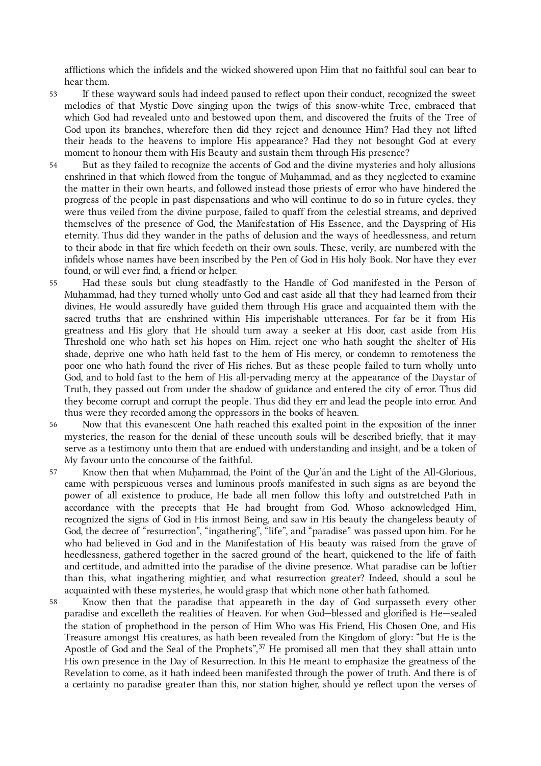afflictions which the infidels and the wicked showered upon Him that no faithful soul can bear to hear them.

53 If these wayward souls had indeed paused to reflect upon their conduct, recognized the sweet melodies of that Mystic Dove singing upon the twigs of this snow-white Tree, embraced that which God had revealed unto and bestowed upon them, and discovered the fruits of the Tree of God upon its branches, wherefore then did they reject and denounce Him? Had they not lifted their heads to the heavens to implore His appearance? Had they not besought God at every moment to honour them with His Beauty and sustain them through His presence?

54 But as they failed to recognize the accents of God and the divine mysteries and holy allusions enshrined in that which flowed from the tongue of Muḥammad, and as they neglected to examine the matter in their own hearts, and followed instead those priests of error who have hindered the progress of the people in past dispensations and who will continue to do so in future cycles, they were thus veiled from the divine purpose, failed to quaff from the celestial streams, and deprived themselves of the presence of God, the Manifestation of His Essence, and the Dayspring of His eternity. Thus did they wander in the paths of delusion and the ways of heedlessness, and return to their abode in that fire which feedeth on their own souls. These, verily, are numbered with the infidels whose names have been inscribed by the Pen of God in His holy Book. Nor have they ever found, or will ever find, a friend or helper.

55 Had these souls but clung steadfastly to the Handle of God manifested in the Person of Muḥammad, had they turned wholly unto God and cast aside all that they had learned from their divines, He would assuredly have guided them through His grace and acquainted them with the sacred truths that are enshrined within His imperishable utterances. For far be it from His greatness and His glory that He should turn away a seeker at His door, cast aside from His Threshold one who hath set his hopes on Him, reject one who hath sought the shelter of His shade, deprive one who hath held fast to the hem of His mercy, or condemn to remoteness the poor one who hath found the river of His riches. But as these people failed to turn wholly unto God, and to hold fast to the hem of His all-pervading mercy at the appearance of the Daystar of Truth, they passed out from under the shadow of guidance and entered the city of error. Thus did they become corrupt and corrupt the people. Thus did they err and lead the people into error. And thus were they recorded among the oppressors in the books of heaven.

56 Now that this evanescent One hath reached this exalted point in the exposition of the inner mysteries, the reason for the denial of these uncouth souls will be described briefly, that it may serve as a testimony unto them that are endued with understanding and insight, and be a token of My favour unto the concourse of the faithful.

57 Know then that when Muḥammad, the Point of the Qur'án and the Light of the All-Glorious, came with perspicuous verses and luminous proofs manifested in such signs as are beyond the power of all existence to produce, He bade all men follow this lofty and outstretched Path in accordance with the precepts that He had brought from God. Whoso acknowledged Him, recognized the signs of God in His inmost Being, and saw in His beauty the changeless beauty of God, the decree of "resurrection", "ingathering", "life", and "paradise" was passed upon him. For he who had believed in God and in the Manifestation of His beauty was raised from the grave of heedlessness, gathered together in the sacred ground of the heart, quickened to the life of faith and certitude, and admitted into the paradise of the divine presence. What paradise can be loftier than this, what ingathering mightier, and what resurrection greater? Indeed, should a soul be acquainted with these mysteries, he would grasp that which none other hath fathomed.

58 Know then that the paradise that appeareth in the day of God surpasseth every other paradise and excelleth the realities of Heaven. For when God—blessed and glorified is He—sealed the station of prophethood in the person of Him Who was His Friend, His Chosen One, and His Treasure amongst His creatures, as hath been revealed from the Kingdom of glory: "but He is the Apostle of God and the Seal of the Prophets",[37] He promised all men that they shall attain unto His own presence in the Day of Resurrection. In this He meant to emphasize the greatness of the Revelation to come, as it hath indeed been manifested through the power of truth. And there is of a certainty no paradise greater than this, nor station higher, should ye reflect upon the verses of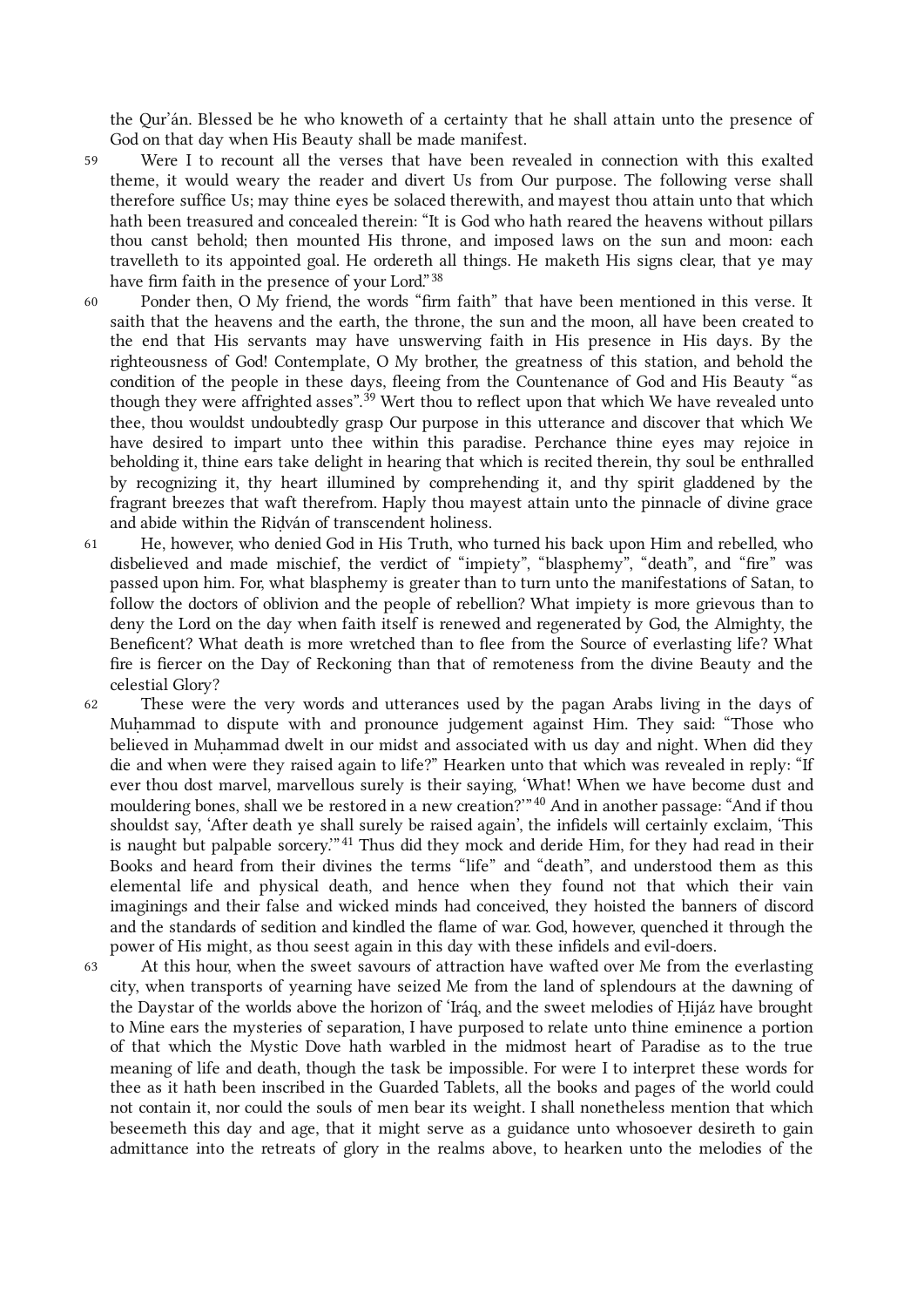the Qur'án. Blessed be he who knoweth of a certainty that he shall attain unto the presence of God on that day when His Beauty shall be made manifest.

59 Were I to recount all the verses that have been revealed in connection with this exalted theme, it would weary the reader and divert Us from Our purpose. The following verse shall therefore suffice Us; may thine eyes be solaced therewith, and mayest thou attain unto that which hath been treasured and concealed therein: "It is God who hath reared the heavens without pillars thou canst behold; then mounted His throne, and imposed laws on the sun and moon: each travelleth to its appointed goal. He ordereth all things. He maketh His signs clear, that ye may have firm faith in the presence of your Lord."[38]

60 Ponder then, O My friend, the words "firm faith" that have been mentioned in this verse. It saith that the heavens and the earth, the throne, the sun and the moon, all have been created to the end that His servants may have unswerving faith in His presence in His days. By the righteousness of God! Contemplate, O My brother, the greatness of this station, and behold the condition of the people in these days, fleeing from the Countenance of God and His Beauty "as though they were affrighted asses".[39] Wert thou to reflect upon that which We have revealed unto thee, thou wouldst undoubtedly grasp Our purpose in this utterance and discover that which We have desired to impart unto thee within this paradise. Perchance thine eyes may rejoice in beholding it, thine ears take delight in hearing that which is recited therein, thy soul be enthralled by recognizing it, thy heart illumined by comprehending it, and thy spirit gladdened by the fragrant breezes that waft therefrom. Haply thou mayest attain unto the pinnacle of divine grace and abide within the Riḍván of transcendent holiness.

61 He, however, who denied God in His Truth, who turned his back upon Him and rebelled, who disbelieved and made mischief, the verdict of "impiety", "blasphemy", "death", and "fire" was passed upon him. For, what blasphemy is greater than to turn unto the manifestations of Satan, to follow the doctors of oblivion and the people of rebellion? What impiety is more grievous than to deny the Lord on the day when faith itself is renewed and regenerated by God, the Almighty, the Beneficent? What death is more wretched than to flee from the Source of everlasting life? What fire is fiercer on the Day of Reckoning than that of remoteness from the divine Beauty and the celestial Glory?

62 These were the very words and utterances used by the pagan Arabs living in the days of Muḥammad to dispute with and pronounce judgement against Him. They said: "Those who believed in Muḥammad dwelt in our midst and associated with us day and night. When did they die and when were they raised again to life?" Hearken unto that which was revealed in reply: "If ever thou dost marvel, marvellous surely is their saying, 'What! When we have become dust and mouldering bones, shall we be restored in a new creation?'"[40] And in another passage: "And if thou shouldst say, 'After death ye shall surely be raised again', the infidels will certainly exclaim, 'This is naught but palpable sorcery.'"[41] Thus did they mock and deride Him, for they had read in their Books and heard from their divines the terms "life" and "death", and understood them as this elemental life and physical death, and hence when they found not that which their vain imaginings and their false and wicked minds had conceived, they hoisted the banners of discord and the standards of sedition and kindled the flame of war. God, however, quenched it through the power of His might, as thou seest again in this day with these infidels and evil-doers.

63 At this hour, when the sweet savours of attraction have wafted over Me from the everlasting city, when transports of yearning have seized Me from the land of splendours at the dawning of the Daystar of the worlds above the horizon of 'Iráq, and the sweet melodies of Ḥijáz have brought to Mine ears the mysteries of separation, I have purposed to relate unto thine eminence a portion of that which the Mystic Dove hath warbled in the midmost heart of Paradise as to the true meaning of life and death, though the task be impossible. For were I to interpret these words for thee as it hath been inscribed in the Guarded Tablets, all the books and pages of the world could not contain it, nor could the souls of men bear its weight. I shall nonetheless mention that which beseemeth this day and age, that it might serve as a guidance unto whosoever desireth to gain admittance into the retreats of glory in the realms above, to hearken unto the melodies of the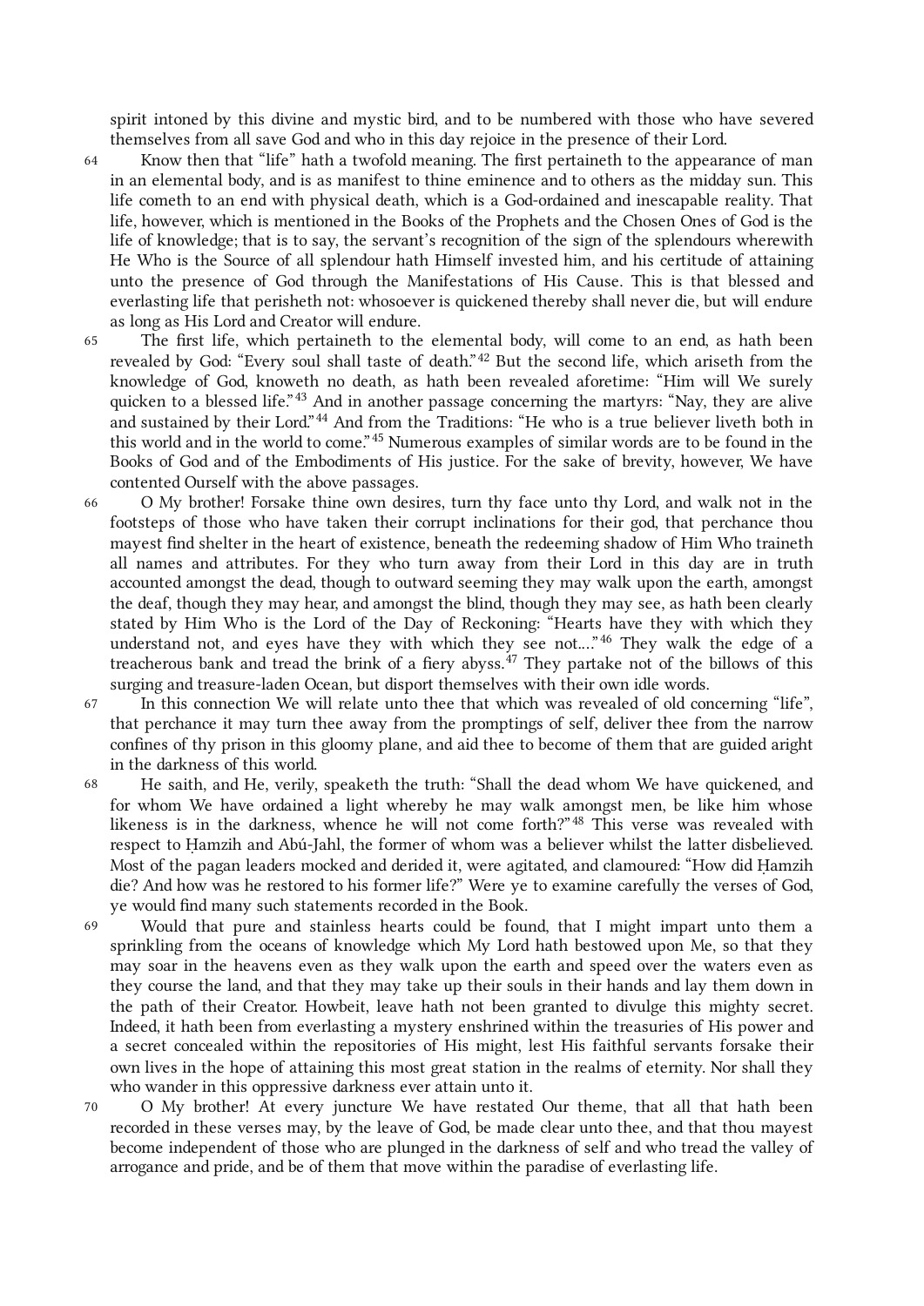spirit intoned by this divine and mystic bird, and to be numbered with those who have severed themselves from all save God and who in this day rejoice in the presence of their Lord.

64 Know then that “life” hath a twofold meaning. The first pertaineth to the appearance of man in an elemental body, and is as manifest to thine eminence and to others as the midday sun. This life cometh to an end with physical death, which is a God-ordained and inescapable reality. That life, however, which is mentioned in the Books of the Prophets and the Chosen Ones of God is the life of knowledge; that is to say, the servant’s recognition of the sign of the splendours wherewith He Who is the Source of all splendour hath Himself invested him, and his certitude of attaining unto the presence of God through the Manifestations of His Cause. This is that blessed and everlasting life that perisheth not: whosoever is quickened thereby shall never die, but will endure as long as His Lord and Creator will endure.

65 The first life, which pertaineth to the elemental body, will come to an end, as hath been revealed by God: “Every soul shall taste of death.”[42] But the second life, which ariseth from the knowledge of God, knoweth no death, as hath been revealed aforetime: “Him will We surely quicken to a blessed life.”[43] And in another passage concerning the martyrs: “Nay, they are alive and sustained by their Lord.”[44] And from the Traditions: “He who is a true believer liveth both in this world and in the world to come.”[45] Numerous examples of similar words are to be found in the Books of God and of the Embodiments of His justice. For the sake of brevity, however, We have contented Ourself with the above passages.

66 O My brother! Forsake thine own desires, turn thy face unto thy Lord, and walk not in the footsteps of those who have taken their corrupt inclinations for their god, that perchance thou mayest find shelter in the heart of existence, beneath the redeeming shadow of Him Who traineth all names and attributes. For they who turn away from their Lord in this day are in truth accounted amongst the dead, though to outward seeming they may walk upon the earth, amongst the deaf, though they may hear, and amongst the blind, though they may see, as hath been clearly stated by Him Who is the Lord of the Day of Reckoning: “Hearts have they with which they understand not, and eyes have they with which they see not....”[46] They walk the edge of a treacherous bank and tread the brink of a fiery abyss.[47] They partake not of the billows of this surging and treasure-laden Ocean, but disport themselves with their own idle words.

67 In this connection We will relate unto thee that which was revealed of old concerning “life”, that perchance it may turn thee away from the promptings of self, deliver thee from the narrow confines of thy prison in this gloomy plane, and aid thee to become of them that are guided aright in the darkness of this world.

68 He saith, and He, verily, speaketh the truth: “Shall the dead whom We have quickened, and for whom We have ordained a light whereby he may walk amongst men, be like him whose likeness is in the darkness, whence he will not come forth?”[48] This verse was revealed with respect to Ḥamzih and Abú-Jahl, the former of whom was a believer whilst the latter disbelieved. Most of the pagan leaders mocked and derided it, were agitated, and clamoured: “How did Ḥamzih die? And how was he restored to his former life?” Were ye to examine carefully the verses of God, ye would find many such statements recorded in the Book.

69 Would that pure and stainless hearts could be found, that I might impart unto them a sprinkling from the oceans of knowledge which My Lord hath bestowed upon Me, so that they may soar in the heavens even as they walk upon the earth and speed over the waters even as they course the land, and that they may take up their souls in their hands and lay them down in the path of their Creator. Howbeit, leave hath not been granted to divulge this mighty secret. Indeed, it hath been from everlasting a mystery enshrined within the treasuries of His power and a secret concealed within the repositories of His might, lest His faithful servants forsake their own lives in the hope of attaining this most great station in the realms of eternity. Nor shall they who wander in this oppressive darkness ever attain unto it.

70 O My brother! At every juncture We have restated Our theme, that all that hath been recorded in these verses may, by the leave of God, be made clear unto thee, and that thou mayest become independent of those who are plunged in the darkness of self and who tread the valley of arrogance and pride, and be of them that move within the paradise of everlasting life.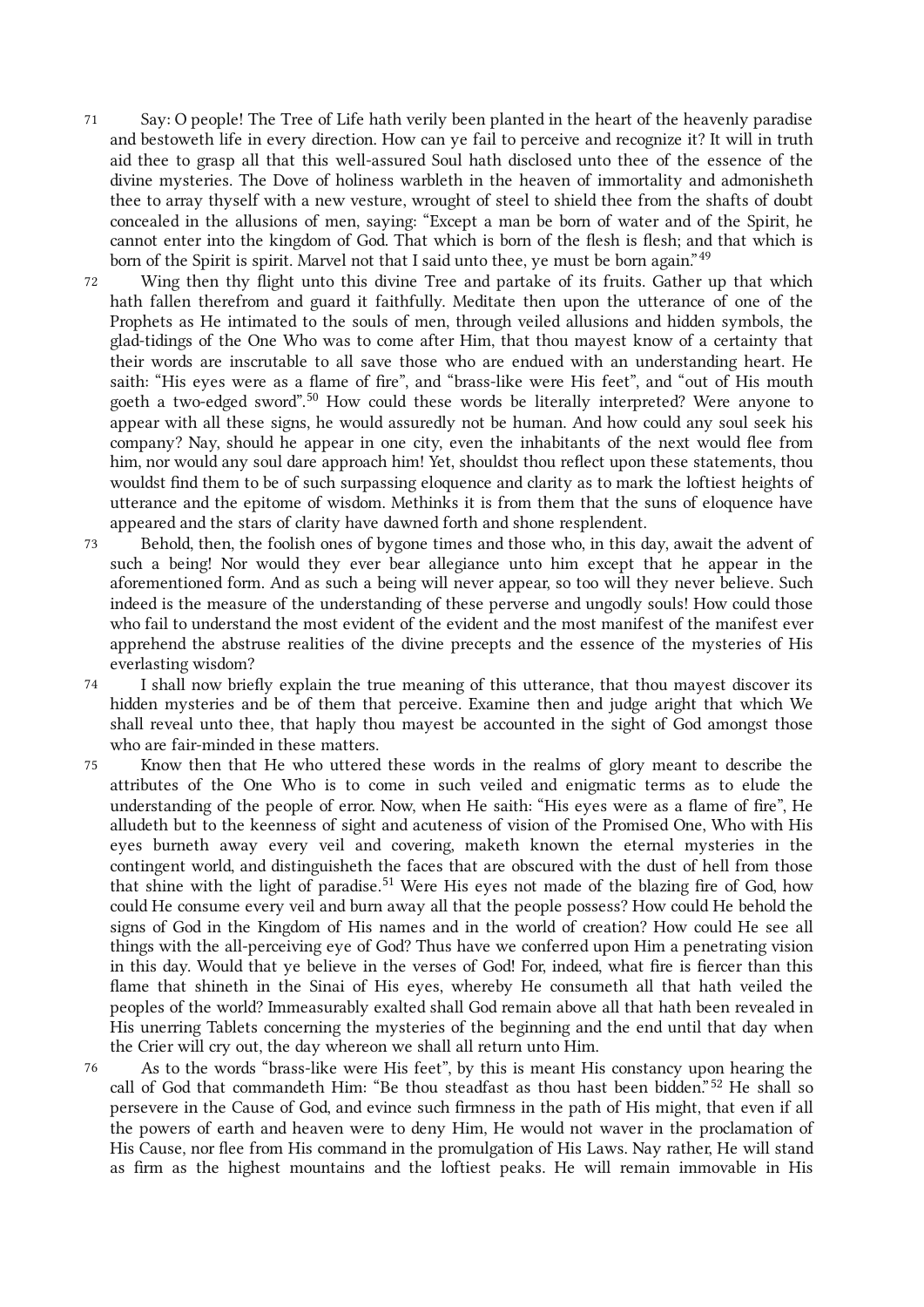71 Say: O people! The Tree of Life hath verily been planted in the heart of the heavenly paradise and bestoweth life in every direction. How can ye fail to perceive and recognize it? It will in truth aid thee to grasp all that this well-assured Soul hath disclosed unto thee of the essence of the divine mysteries. The Dove of holiness warbleth in the heaven of immortality and admonisheth thee to array thyself with a new vesture, wrought of steel to shield thee from the shafts of doubt concealed in the allusions of men, saying: "Except a man be born of water and of the Spirit, he cannot enter into the kingdom of God. That which is born of the flesh is flesh; and that which is born of the Spirit is spirit. Marvel not that I said unto thee, ye must be born again."[49]

72 Wing then thy flight unto this divine Tree and partake of its fruits. Gather up that which hath fallen therefrom and guard it faithfully. Meditate then upon the utterance of one of the Prophets as He intimated to the souls of men, through veiled allusions and hidden symbols, the glad-tidings of the One Who was to come after Him, that thou mayest know of a certainty that their words are inscrutable to all save those who are endued with an understanding heart. He saith: "His eyes were as a flame of fire", and "brass-like were His feet", and "out of His mouth goeth a two-edged sword".[50] How could these words be literally interpreted? Were anyone to appear with all these signs, he would assuredly not be human. And how could any soul seek his company? Nay, should he appear in one city, even the inhabitants of the next would flee from him, nor would any soul dare approach him! Yet, shouldst thou reflect upon these statements, thou wouldst find them to be of such surpassing eloquence and clarity as to mark the loftiest heights of utterance and the epitome of wisdom. Methinks it is from them that the suns of eloquence have appeared and the stars of clarity have dawned forth and shone resplendent.

73 Behold, then, the foolish ones of bygone times and those who, in this day, await the advent of such a being! Nor would they ever bear allegiance unto him except that he appear in the aforementioned form. And as such a being will never appear, so too will they never believe. Such indeed is the measure of the understanding of these perverse and ungodly souls! How could those who fail to understand the most evident of the evident and the most manifest of the manifest ever apprehend the abstruse realities of the divine precepts and the essence of the mysteries of His everlasting wisdom?

74 I shall now briefly explain the true meaning of this utterance, that thou mayest discover its hidden mysteries and be of them that perceive. Examine then and judge aright that which We shall reveal unto thee, that haply thou mayest be accounted in the sight of God amongst those who are fair-minded in these matters.

75 Know then that He who uttered these words in the realms of glory meant to describe the attributes of the One Who is to come in such veiled and enigmatic terms as to elude the understanding of the people of error. Now, when He saith: "His eyes were as a flame of fire", He alludeth but to the keenness of sight and acuteness of vision of the Promised One, Who with His eyes burneth away every veil and covering, maketh known the eternal mysteries in the contingent world, and distinguisheth the faces that are obscured with the dust of hell from those that shine with the light of paradise.[51] Were His eyes not made of the blazing fire of God, how could He consume every veil and burn away all that the people possess? How could He behold the signs of God in the Kingdom of His names and in the world of creation? How could He see all things with the all-perceiving eye of God? Thus have we conferred upon Him a penetrating vision in this day. Would that ye believe in the verses of God! For, indeed, what fire is fiercer than this flame that shineth in the Sinai of His eyes, whereby He consumeth all that hath veiled the peoples of the world? Immeasurably exalted shall God remain above all that hath been revealed in His unerring Tablets concerning the mysteries of the beginning and the end until that day when the Crier will cry out, the day whereon we shall all return unto Him.

76 As to the words "brass-like were His feet", by this is meant His constancy upon hearing the call of God that commandeth Him: "Be thou steadfast as thou hast been bidden."[52] He shall so persevere in the Cause of God, and evince such firmness in the path of His might, that even if all the powers of earth and heaven were to deny Him, He would not waver in the proclamation of His Cause, nor flee from His command in the promulgation of His Laws. Nay rather, He will stand as firm as the highest mountains and the loftiest peaks. He will remain immovable in His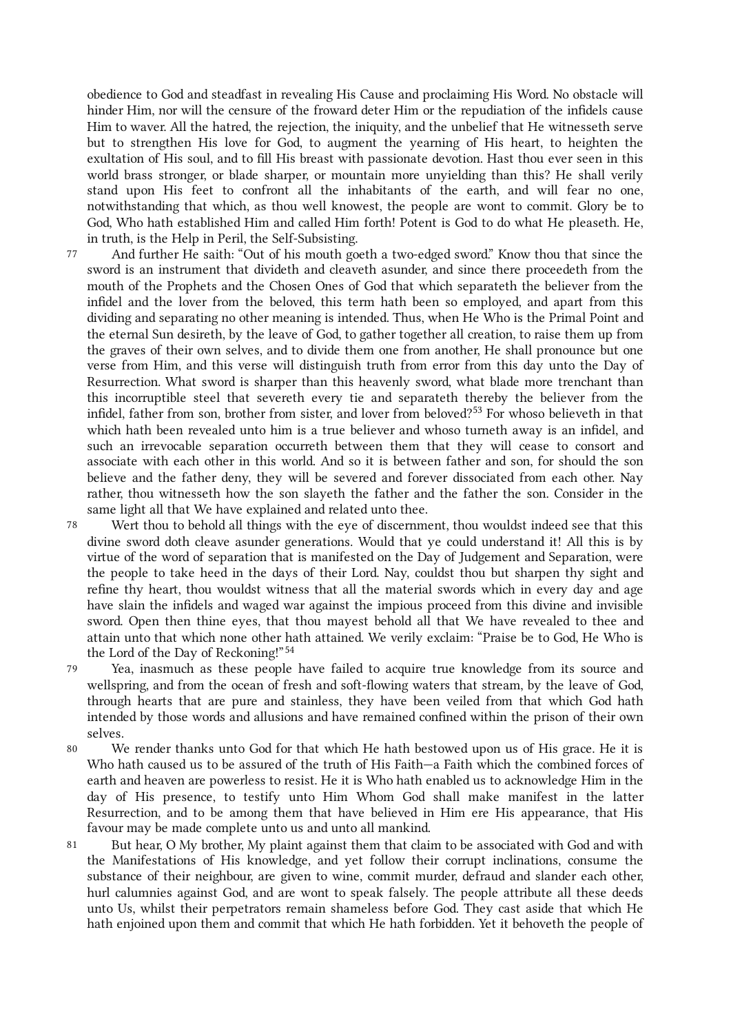obedience to God and steadfast in revealing His Cause and proclaiming His Word. No obstacle will hinder Him, nor will the censure of the froward deter Him or the repudiation of the infidels cause Him to waver. All the hatred, the rejection, the iniquity, and the unbelief that He witnesseth serve but to strengthen His love for God, to augment the yearning of His heart, to heighten the exultation of His soul, and to fill His breast with passionate devotion. Hast thou ever seen in this world brass stronger, or blade sharper, or mountain more unyielding than this? He shall verily stand upon His feet to confront all the inhabitants of the earth, and will fear no one, notwithstanding that which, as thou well knowest, the people are wont to commit. Glory be to God, Who hath established Him and called Him forth! Potent is God to do what He pleaseth. He, in truth, is the Help in Peril, the Self-Subsisting.

77 And further He saith: "Out of his mouth goeth a two-edged sword." Know thou that since the sword is an instrument that divideth and cleaveth asunder, and since there proceedeth from the mouth of the Prophets and the Chosen Ones of God that which separateth the believer from the infidel and the lover from the beloved, this term hath been so employed, and apart from this dividing and separating no other meaning is intended. Thus, when He Who is the Primal Point and the eternal Sun desireth, by the leave of God, to gather together all creation, to raise them up from the graves of their own selves, and to divide them one from another, He shall pronounce but one verse from Him, and this verse will distinguish truth from error from this day unto the Day of Resurrection. What sword is sharper than this heavenly sword, what blade more trenchant than this incorruptible steel that severeth every tie and separateth thereby the believer from the infidel, father from son, brother from sister, and lover from beloved?[53] For whoso believeth in that which hath been revealed unto him is a true believer and whoso turneth away is an infidel, and such an irrevocable separation occurreth between them that they will cease to consort and associate with each other in this world. And so it is between father and son, for should the son believe and the father deny, they will be severed and forever dissociated from each other. Nay rather, thou witnesseth how the son slayeth the father and the father the son. Consider in the same light all that We have explained and related unto thee.

78 Wert thou to behold all things with the eye of discernment, thou wouldst indeed see that this divine sword doth cleave asunder generations. Would that ye could understand it! All this is by virtue of the word of separation that is manifested on the Day of Judgement and Separation, were the people to take heed in the days of their Lord. Nay, couldst thou but sharpen thy sight and refine thy heart, thou wouldst witness that all the material swords which in every day and age have slain the infidels and waged war against the impious proceed from this divine and invisible sword. Open then thine eyes, that thou mayest behold all that We have revealed to thee and attain unto that which none other hath attained. We verily exclaim: "Praise be to God, He Who is the Lord of the Day of Reckoning!"[54]

79 Yea, inasmuch as these people have failed to acquire true knowledge from its source and wellspring, and from the ocean of fresh and soft-flowing waters that stream, by the leave of God, through hearts that are pure and stainless, they have been veiled from that which God hath intended by those words and allusions and have remained confined within the prison of their own selves.

80 We render thanks unto God for that which He hath bestowed upon us of His grace. He it is Who hath caused us to be assured of the truth of His Faith—a Faith which the combined forces of earth and heaven are powerless to resist. He it is Who hath enabled us to acknowledge Him in the day of His presence, to testify unto Him Whom God shall make manifest in the latter Resurrection, and to be among them that have believed in Him ere His appearance, that His favour may be made complete unto us and unto all mankind.

81 But hear, O My brother, My plaint against them that claim to be associated with God and with the Manifestations of His knowledge, and yet follow their corrupt inclinations, consume the substance of their neighbour, are given to wine, commit murder, defraud and slander each other, hurl calumnies against God, and are wont to speak falsely. The people attribute all these deeds unto Us, whilst their perpetrators remain shameless before God. They cast aside that which He hath enjoined upon them and commit that which He hath forbidden. Yet it behoveth the people of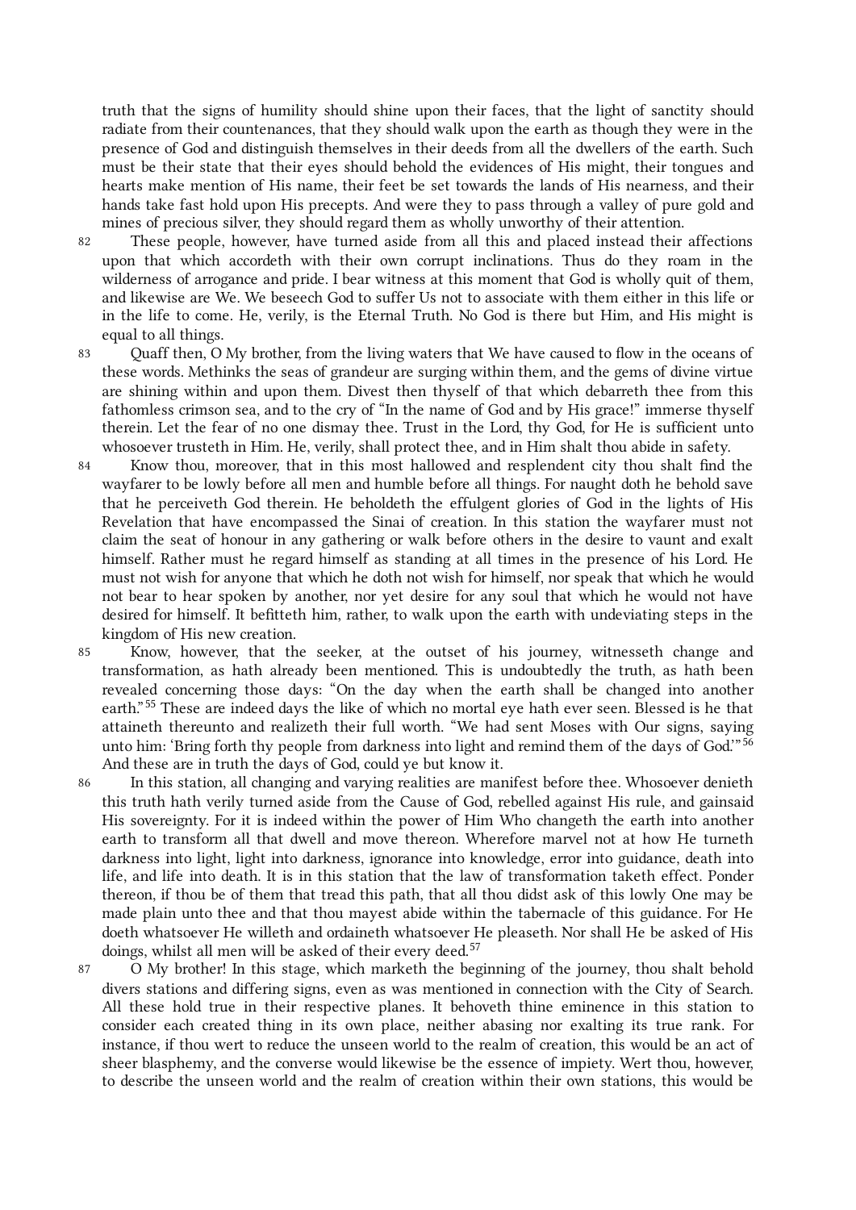truth that the signs of humility should shine upon their faces, that the light of sanctity should radiate from their countenances, that they should walk upon the earth as though they were in the presence of God and distinguish themselves in their deeds from all the dwellers of the earth. Such must be their state that their eyes should behold the evidences of His might, their tongues and hearts make mention of His name, their feet be set towards the lands of His nearness, and their hands take fast hold upon His precepts. And were they to pass through a valley of pure gold and mines of precious silver, they should regard them as wholly unworthy of their attention.

82 These people, however, have turned aside from all this and placed instead their affections upon that which accordeth with their own corrupt inclinations. Thus do they roam in the wilderness of arrogance and pride. I bear witness at this moment that God is wholly quit of them, and likewise are We. We beseech God to suffer Us not to associate with them either in this life or in the life to come. He, verily, is the Eternal Truth. No God is there but Him, and His might is equal to all things.

83 Quaff then, O My brother, from the living waters that We have caused to flow in the oceans of these words. Methinks the seas of grandeur are surging within them, and the gems of divine virtue are shining within and upon them. Divest then thyself of that which debarreth thee from this fathomless crimson sea, and to the cry of "In the name of God and by His grace!" immerse thyself therein. Let the fear of no one dismay thee. Trust in the Lord, thy God, for He is sufficient unto whosoever trusteth in Him. He, verily, shall protect thee, and in Him shalt thou abide in safety.

84 Know thou, moreover, that in this most hallowed and resplendent city thou shalt find the wayfarer to be lowly before all men and humble before all things. For naught doth he behold save that he perceiveth God therein. He beholdeth the effulgent glories of God in the lights of His Revelation that have encompassed the Sinai of creation. In this station the wayfarer must not claim the seat of honour in any gathering or walk before others in the desire to vaunt and exalt himself. Rather must he regard himself as standing at all times in the presence of his Lord. He must not wish for anyone that which he doth not wish for himself, nor speak that which he would not bear to hear spoken by another, nor yet desire for any soul that which he would not have desired for himself. It befitteth him, rather, to walk upon the earth with undeviating steps in the kingdom of His new creation.

85 Know, however, that the seeker, at the outset of his journey, witnesseth change and transformation, as hath already been mentioned. This is undoubtedly the truth, as hath been revealed concerning those days: "On the day when the earth shall be changed into another earth."[55] These are indeed days the like of which no mortal eye hath ever seen. Blessed is he that attaineth thereunto and realizeth their full worth. "We had sent Moses with Our signs, saying unto him: 'Bring forth thy people from darkness into light and remind them of the days of God.'"[56] And these are in truth the days of God, could ye but know it.

86 In this station, all changing and varying realities are manifest before thee. Whosoever denieth this truth hath verily turned aside from the Cause of God, rebelled against His rule, and gainsaid His sovereignty. For it is indeed within the power of Him Who changeth the earth into another earth to transform all that dwell and move thereon. Wherefore marvel not at how He turneth darkness into light, light into darkness, ignorance into knowledge, error into guidance, death into life, and life into death. It is in this station that the law of transformation taketh effect. Ponder thereon, if thou be of them that tread this path, that all thou didst ask of this lowly One may be made plain unto thee and that thou mayest abide within the tabernacle of this guidance. For He doeth whatsoever He willeth and ordaineth whatsoever He pleaseth. Nor shall He be asked of His doings, whilst all men will be asked of their every deed.[57]

87 O My brother! In this stage, which marketh the beginning of the journey, thou shalt behold divers stations and differing signs, even as was mentioned in connection with the City of Search. All these hold true in their respective planes. It behoveth thine eminence in this station to consider each created thing in its own place, neither abasing nor exalting its true rank. For instance, if thou wert to reduce the unseen world to the realm of creation, this would be an act of sheer blasphemy, and the converse would likewise be the essence of impiety. Wert thou, however, to describe the unseen world and the realm of creation within their own stations, this would be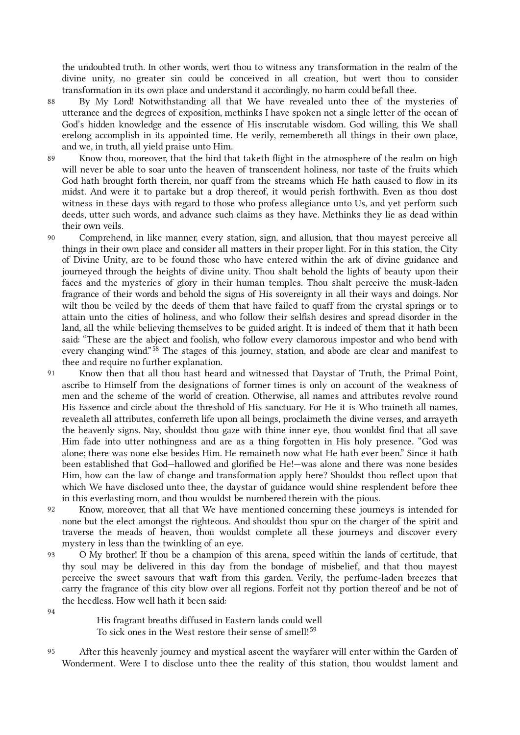the undoubted truth. In other words, wert thou to witness any transformation in the realm of the divine unity, no greater sin could be conceived in all creation, but wert thou to consider transformation in its own place and understand it accordingly, no harm could befall thee.

88 By My Lord! Notwithstanding all that We have revealed unto thee of the mysteries of utterance and the degrees of exposition, methinks I have spoken not a single letter of the ocean of God's hidden knowledge and the essence of His inscrutable wisdom. God willing, this We shall erelong accomplish in its appointed time. He verily, remembereth all things in their own place, and we, in truth, all yield praise unto Him.

89 Know thou, moreover, that the bird that taketh flight in the atmosphere of the realm on high will never be able to soar unto the heaven of transcendent holiness, nor taste of the fruits which God hath brought forth therein, nor quaff from the streams which He hath caused to flow in its midst. And were it to partake but a drop thereof, it would perish forthwith. Even as thou dost witness in these days with regard to those who profess allegiance unto Us, and yet perform such deeds, utter such words, and advance such claims as they have. Methinks they lie as dead within their own veils.

90 Comprehend, in like manner, every station, sign, and allusion, that thou mayest perceive all things in their own place and consider all matters in their proper light. For in this station, the City of Divine Unity, are to be found those who have entered within the ark of divine guidance and journeyed through the heights of divine unity. Thou shalt behold the lights of beauty upon their faces and the mysteries of glory in their human temples. Thou shalt perceive the musk-laden fragrance of their words and behold the signs of His sovereignty in all their ways and doings. Nor wilt thou be veiled by the deeds of them that have failed to quaff from the crystal springs or to attain unto the cities of holiness, and who follow their selfish desires and spread disorder in the land, all the while believing themselves to be guided aright. It is indeed of them that it hath been said: "These are the abject and foolish, who follow every clamorous impostor and who bend with every changing wind."[58] The stages of this journey, station, and abode are clear and manifest to thee and require no further explanation.

91 Know then that all thou hast heard and witnessed that Daystar of Truth, the Primal Point, ascribe to Himself from the designations of former times is only on account of the weakness of men and the scheme of the world of creation. Otherwise, all names and attributes revolve round His Essence and circle about the threshold of His sanctuary. For He it is Who traineth all names, revealeth all attributes, conferreth life upon all beings, proclaimeth the divine verses, and arrayeth the heavenly signs. Nay, shouldst thou gaze with thine inner eye, thou wouldst find that all save Him fade into utter nothingness and are as a thing forgotten in His holy presence. "God was alone; there was none else besides Him. He remaineth now what He hath ever been." Since it hath been established that God—hallowed and glorified be He!—was alone and there was none besides Him, how can the law of change and transformation apply here? Shouldst thou reflect upon that which We have disclosed unto thee, the daystar of guidance would shine resplendent before thee in this everlasting morn, and thou wouldst be numbered therein with the pious.

92 Know, moreover, that all that We have mentioned concerning these journeys is intended for none but the elect amongst the righteous. And shouldst thou spur on the charger of the spirit and traverse the meads of heaven, thou wouldst complete all these journeys and discover every mystery in less than the twinkling of an eye.

93 O My brother! If thou be a champion of this arena, speed within the lands of certitude, that thy soul may be delivered in this day from the bondage of misbelief, and that thou mayest perceive the sweet savours that waft from this garden. Verily, the perfume-laden breezes that carry the fragrance of this city blow over all regions. Forfeit not thy portion thereof and be not of the heedless. How well hath it been said:

94

> His fragrant breaths diffused in Eastern lands could well
> To sick ones in the West restore their sense of smell![59]

95 After this heavenly journey and mystical ascent the wayfarer will enter within the Garden of Wonderment. Were I to disclose unto thee the reality of this station, thou wouldst lament and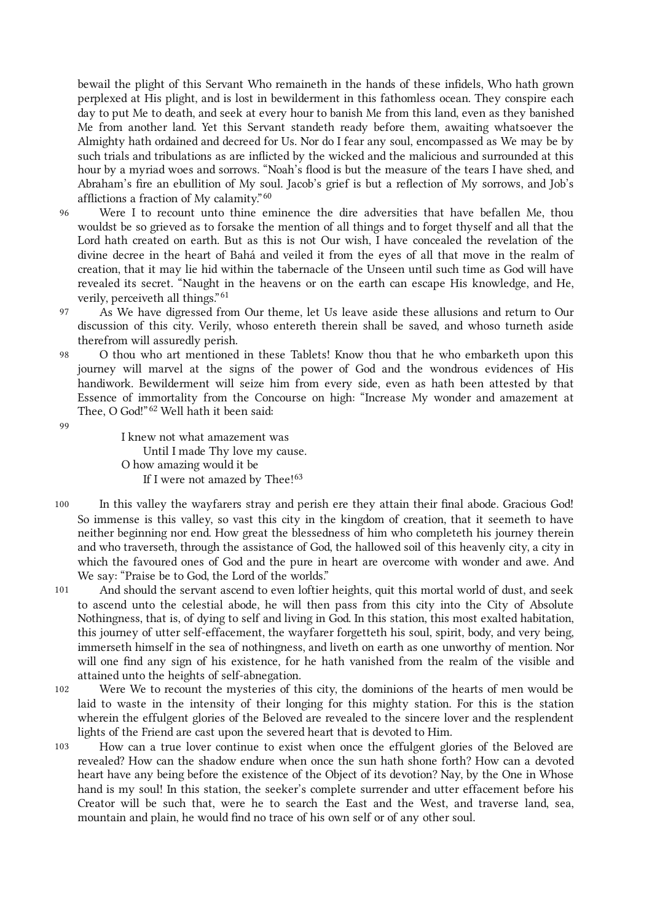bewail the plight of this Servant Who remaineth in the hands of these infidels, Who hath grown perplexed at His plight, and is lost in bewilderment in this fathomless ocean. They conspire each day to put Me to death, and seek at every hour to banish Me from this land, even as they banished Me from another land. Yet this Servant standeth ready before them, awaiting whatsoever the Almighty hath ordained and decreed for Us. Nor do I fear any soul, encompassed as We may be by such trials and tribulations as are inflicted by the wicked and the malicious and surrounded at this hour by a myriad woes and sorrows. "Noah's flood is but the measure of the tears I have shed, and Abraham's fire an ebullition of My soul. Jacob's grief is but a reflection of My sorrows, and Job's afflictions a fraction of My calamity."[60]

96 Were I to recount unto thine eminence the dire adversities that have befallen Me, thou wouldst be so grieved as to forsake the mention of all things and to forget thyself and all that the Lord hath created on earth. But as this is not Our wish, I have concealed the revelation of the divine decree in the heart of Bahá and veiled it from the eyes of all that move in the realm of creation, that it may lie hid within the tabernacle of the Unseen until such time as God will have revealed its secret. "Naught in the heavens or on the earth can escape His knowledge, and He, verily, perceiveth all things."[61]

97 As We have digressed from Our theme, let Us leave aside these allusions and return to Our discussion of this city. Verily, whoso entereth therein shall be saved, and whoso turneth aside therefrom will assuredly perish.

98 O thou who art mentioned in these Tablets! Know thou that he who embarketh upon this journey will marvel at the signs of the power of God and the wondrous evidences of His handiwork. Bewilderment will seize him from every side, even as hath been attested by that Essence of immortality from the Concourse on high: "Increase My wonder and amazement at Thee, O God!"[62] Well hath it been said:

99

> I knew not what amazement was
> Until I made Thy love my cause.
> O how amazing would it be
> If I were not amazed by Thee![63]

100 In this valley the wayfarers stray and perish ere they attain their final abode. Gracious God! So immense is this valley, so vast this city in the kingdom of creation, that it seemeth to have neither beginning nor end. How great the blessedness of him who completeth his journey therein and who traverseth, through the assistance of God, the hallowed soil of this heavenly city, a city in which the favoured ones of God and the pure in heart are overcome with wonder and awe. And We say: "Praise be to God, the Lord of the worlds."

101 And should the servant ascend to even loftier heights, quit this mortal world of dust, and seek to ascend unto the celestial abode, he will then pass from this city into the City of Absolute Nothingness, that is, of dying to self and living in God. In this station, this most exalted habitation, this journey of utter self-effacement, the wayfarer forgetteth his soul, spirit, body, and very being, immerseth himself in the sea of nothingness, and liveth on earth as one unworthy of mention. Nor will one find any sign of his existence, for he hath vanished from the realm of the visible and attained unto the heights of self-abnegation.

102 Were We to recount the mysteries of this city, the dominions of the hearts of men would be laid to waste in the intensity of their longing for this mighty station. For this is the station wherein the effulgent glories of the Beloved are revealed to the sincere lover and the resplendent lights of the Friend are cast upon the severed heart that is devoted to Him.

103 How can a true lover continue to exist when once the effulgent glories of the Beloved are revealed? How can the shadow endure when once the sun hath shone forth? How can a devoted heart have any being before the existence of the Object of its devotion? Nay, by the One in Whose hand is my soul! In this station, the seeker's complete surrender and utter effacement before his Creator will be such that, were he to search the East and the West, and traverse land, sea, mountain and plain, he would find no trace of his own self or of any other soul.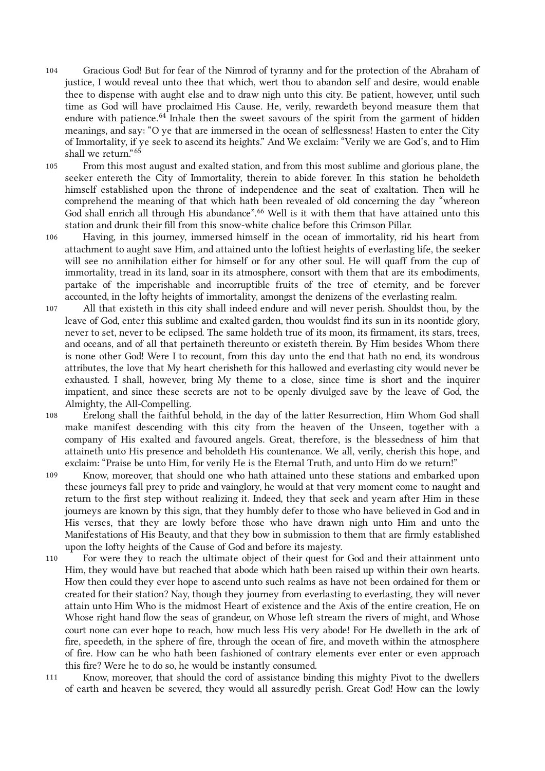104 Gracious God! But for fear of the Nimrod of tyranny and for the protection of the Abraham of justice, I would reveal unto thee that which, wert thou to abandon self and desire, would enable thee to dispense with aught else and to draw nigh unto this city. Be patient, however, until such time as God will have proclaimed His Cause. He, verily, rewardeth beyond measure them that endure with patience.[64] Inhale then the sweet savours of the spirit from the garment of hidden meanings, and say: "O ye that are immersed in the ocean of selflessness! Hasten to enter the City of Immortality, if ye seek to ascend its heights." And We exclaim: "Verily we are God's, and to Him shall we return."[65]

105 From this most august and exalted station, and from this most sublime and glorious plane, the seeker entereth the City of Immortality, therein to abide forever. In this station he beholdeth himself established upon the throne of independence and the seat of exaltation. Then will he comprehend the meaning of that which hath been revealed of old concerning the day "whereon God shall enrich all through His abundance".[66] Well is it with them that have attained unto this station and drunk their fill from this snow-white chalice before this Crimson Pillar.

106 Having, in this journey, immersed himself in the ocean of immortality, rid his heart from attachment to aught save Him, and attained unto the loftiest heights of everlasting life, the seeker will see no annihilation either for himself or for any other soul. He will quaff from the cup of immortality, tread in its land, soar in its atmosphere, consort with them that are its embodiments, partake of the imperishable and incorruptible fruits of the tree of eternity, and be forever accounted, in the lofty heights of immortality, amongst the denizens of the everlasting realm.

107 All that existeth in this city shall indeed endure and will never perish. Shouldst thou, by the leave of God, enter this sublime and exalted garden, thou wouldst find its sun in its noontide glory, never to set, never to be eclipsed. The same holdeth true of its moon, its firmament, its stars, trees, and oceans, and of all that pertaineth thereunto or existeth therein. By Him besides Whom there is none other God! Were I to recount, from this day unto the end that hath no end, its wondrous attributes, the love that My heart cherisheth for this hallowed and everlasting city would never be exhausted. I shall, however, bring My theme to a close, since time is short and the inquirer impatient, and since these secrets are not to be openly divulged save by the leave of God, the Almighty, the All-Compelling.

108 Erelong shall the faithful behold, in the day of the latter Resurrection, Him Whom God shall make manifest descending with this city from the heaven of the Unseen, together with a company of His exalted and favoured angels. Great, therefore, is the blessedness of him that attaineth unto His presence and beholdeth His countenance. We all, verily, cherish this hope, and exclaim: "Praise be unto Him, for verily He is the Eternal Truth, and unto Him do we return!"

109 Know, moreover, that should one who hath attained unto these stations and embarked upon these journeys fall prey to pride and vainglory, he would at that very moment come to naught and return to the first step without realizing it. Indeed, they that seek and yearn after Him in these journeys are known by this sign, that they humbly defer to those who have believed in God and in His verses, that they are lowly before those who have drawn nigh unto Him and unto the Manifestations of His Beauty, and that they bow in submission to them that are firmly established upon the lofty heights of the Cause of God and before its majesty.

110 For were they to reach the ultimate object of their quest for God and their attainment unto Him, they would have but reached that abode which hath been raised up within their own hearts. How then could they ever hope to ascend unto such realms as have not been ordained for them or created for their station? Nay, though they journey from everlasting to everlasting, they will never attain unto Him Who is the midmost Heart of existence and the Axis of the entire creation, He on Whose right hand flow the seas of grandeur, on Whose left stream the rivers of might, and Whose court none can ever hope to reach, how much less His very abode! For He dwelleth in the ark of fire, speedeth, in the sphere of fire, through the ocean of fire, and moveth within the atmosphere of fire. How can he who hath been fashioned of contrary elements ever enter or even approach this fire? Were he to do so, he would be instantly consumed.

111 Know, moreover, that should the cord of assistance binding this mighty Pivot to the dwellers of earth and heaven be severed, they would all assuredly perish. Great God! How can the lowly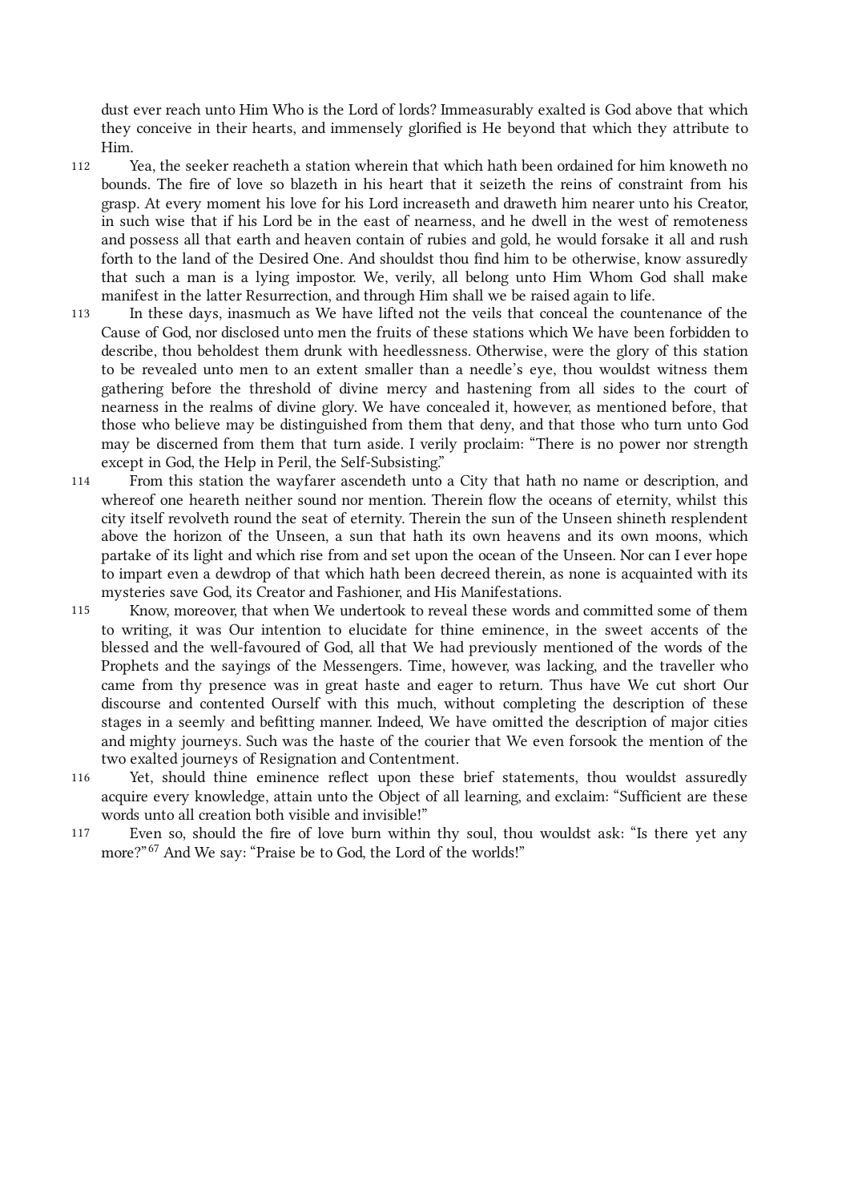dust ever reach unto Him Who is the Lord of lords? Immeasurably exalted is God above that which they conceive in their hearts, and immensely glorified is He beyond that which they attribute to Him.

112 Yea, the seeker reacheth a station wherein that which hath been ordained for him knoweth no bounds. The fire of love so blazeth in his heart that it seizeth the reins of constraint from his grasp. At every moment his love for his Lord increaseth and draweth him nearer unto his Creator, in such wise that if his Lord be in the east of nearness, and he dwell in the west of remoteness and possess all that earth and heaven contain of rubies and gold, he would forsake it all and rush forth to the land of the Desired One. And shouldst thou find him to be otherwise, know assuredly that such a man is a lying impostor. We, verily, all belong unto Him Whom God shall make manifest in the latter Resurrection, and through Him shall we be raised again to life.

113 In these days, inasmuch as We have lifted not the veils that conceal the countenance of the Cause of God, nor disclosed unto men the fruits of these stations which We have been forbidden to describe, thou beholdest them drunk with heedlessness. Otherwise, were the glory of this station to be revealed unto men to an extent smaller than a needle's eye, thou wouldst witness them gathering before the threshold of divine mercy and hastening from all sides to the court of nearness in the realms of divine glory. We have concealed it, however, as mentioned before, that those who believe may be distinguished from them that deny, and that those who turn unto God may be discerned from them that turn aside. I verily proclaim: "There is no power nor strength except in God, the Help in Peril, the Self-Subsisting."

114 From this station the wayfarer ascendeth unto a City that hath no name or description, and whereof one heareth neither sound nor mention. Therein flow the oceans of eternity, whilst this city itself revolveth round the seat of eternity. Therein the sun of the Unseen shineth resplendent above the horizon of the Unseen, a sun that hath its own heavens and its own moons, which partake of its light and which rise from and set upon the ocean of the Unseen. Nor can I ever hope to impart even a dewdrop of that which hath been decreed therein, as none is acquainted with its mysteries save God, its Creator and Fashioner, and His Manifestations.

115 Know, moreover, that when We undertook to reveal these words and committed some of them to writing, it was Our intention to elucidate for thine eminence, in the sweet accents of the blessed and the well-favoured of God, all that We had previously mentioned of the words of the Prophets and the sayings of the Messengers. Time, however, was lacking, and the traveller who came from thy presence was in great haste and eager to return. Thus have We cut short Our discourse and contented Ourself with this much, without completing the description of these stages in a seemly and befitting manner. Indeed, We have omitted the description of major cities and mighty journeys. Such was the haste of the courier that We even forsook the mention of the two exalted journeys of Resignation and Contentment.

116 Yet, should thine eminence reflect upon these brief statements, thou wouldst assuredly acquire every knowledge, attain unto the Object of all learning, and exclaim: "Sufficient are these words unto all creation both visible and invisible!"

117 Even so, should the fire of love burn within thy soul, thou wouldst ask: "Is there yet any more?"[67] And We say: "Praise be to God, the Lord of the worlds!"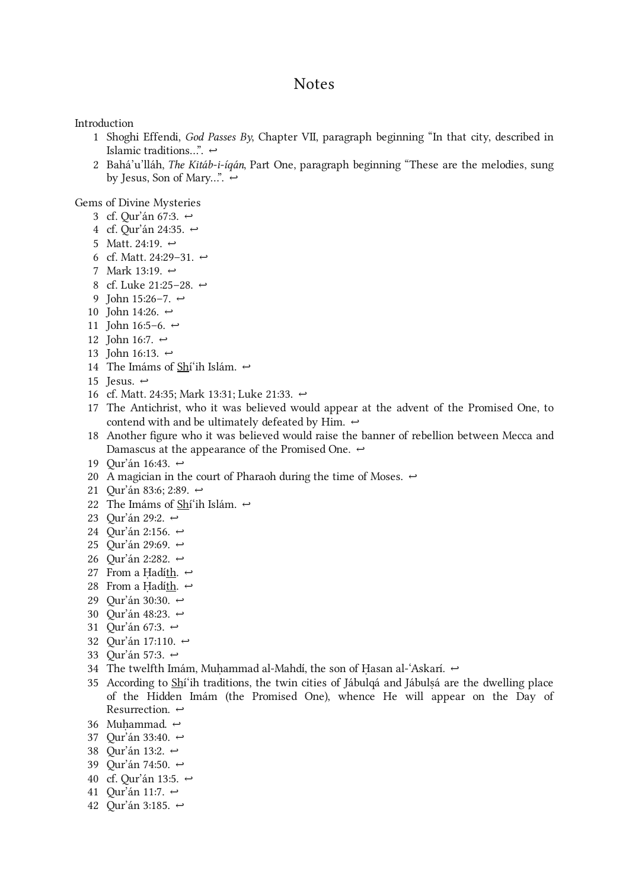# Notes

Introduction

1. Shoghi Effendi, *God Passes By*, Chapter VII, paragraph beginning “In that city, described in Islamic traditions…”. ↩
2. Bahá’u’lláh, *The Kitáb-i-íqán*, Part One, paragraph beginning “These are the melodies, sung by Jesus, Son of Mary…”. ↩

Gems of Divine Mysteries

3. cf. Qur’án 67:3. ↩
4. cf. Qur’án 24:35. ↩
5. Matt. 24:19. ↩
6. cf. Matt. 24:29–31. ↩
7. Mark 13:19. ↩
8. cf. Luke 21:25–28. ↩
9. John 15:26–7. ↩
10. John 14:26. ↩
11. John 16:5–6. ↩
12. John 16:7. ↩
13. John 16:13. ↩
14. The Imáms of Shí‘ih Islám. ↩
15. Jesus. ↩
16. cf. Matt. 24:35; Mark 13:31; Luke 21:33. ↩
17. The Antichrist, who it was believed would appear at the advent of the Promised One, to contend with and be ultimately defeated by Him. ↩
18. Another figure who it was believed would raise the banner of rebellion between Mecca and Damascus at the appearance of the Promised One. ↩
19. Qur’án 16:43. ↩
20. A magician in the court of Pharaoh during the time of Moses. ↩
21. Qur’án 83:6; 2:89. ↩
22. The Imáms of Shí‘ih Islám. ↩
23. Qur’án 29:2. ↩
24. Qur’án 2:156. ↩
25. Qur’án 29:69. ↩
26. Qur’án 2:282. ↩
27. From a Ḥadíth. ↩
28. From a Ḥadíth. ↩
29. Qur’án 30:30. ↩
30. Qur’án 48:23. ↩
31. Qur’án 67:3. ↩
32. Qur’án 17:110. ↩
33. Qur’án 57:3. ↩
34. The twelfth Imám, Muḥammad al-Mahdí, the son of Ḥasan al-‘Askarí. ↩
35. According to Shí‘ih traditions, the twin cities of Jábulqá and Jábulṣá are the dwelling place of the Hidden Imám (the Promised One), whence He will appear on the Day of Resurrection. ↩
36. Muḥammad. ↩
37. Qur’án 33:40. ↩
38. Qur’án 13:2. ↩
39. Qur’án 74:50. ↩
40. cf. Qur’án 13:5. ↩
41. Qur’án 11:7. ↩
42. Qur’án 3:185. ↩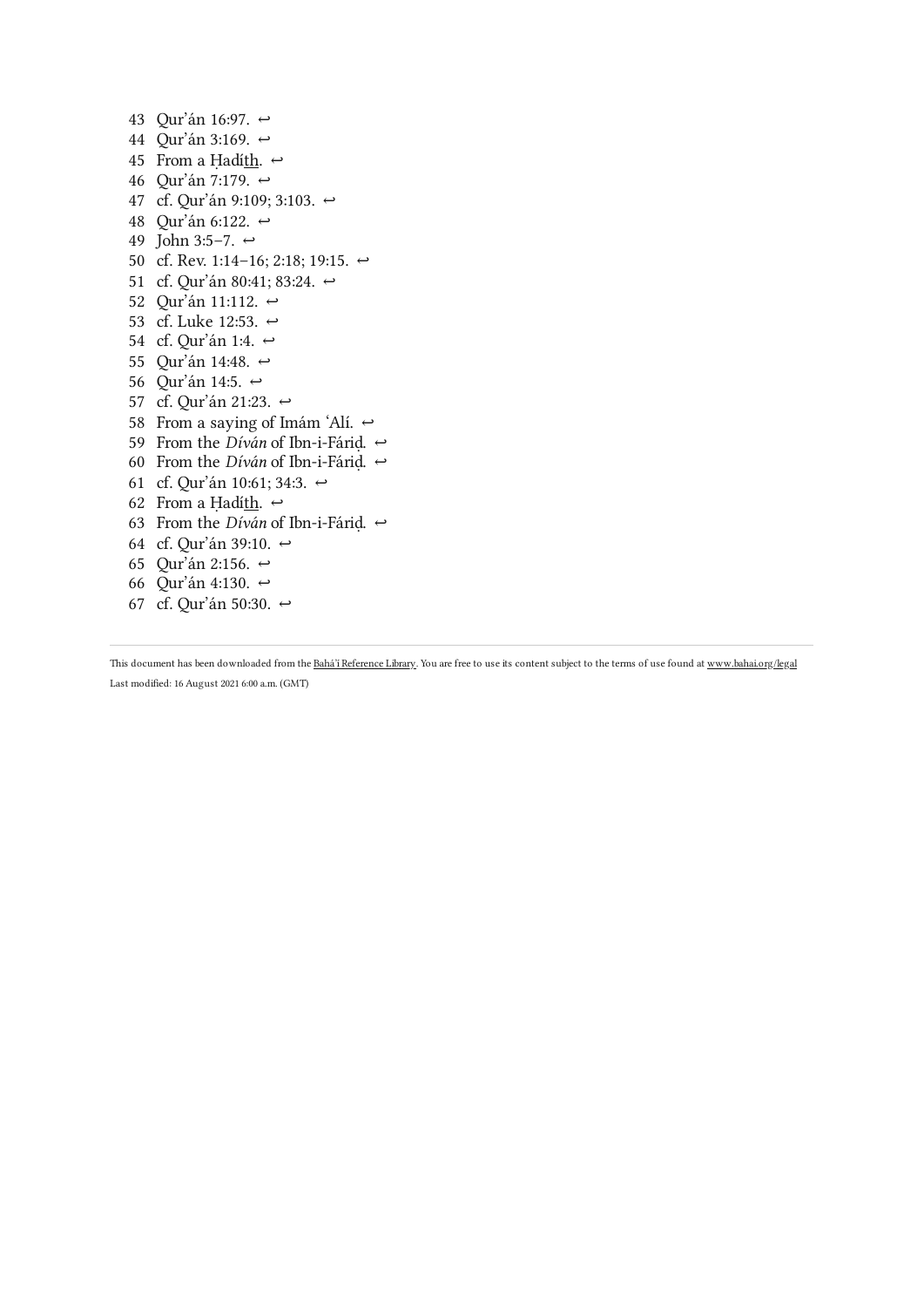43. Qur’án 16:97. ↩
44. Qur’án 3:169. ↩
45. From a Ḥadíth. ↩
46. Qur’án 7:179. ↩
47. cf. Qur’án 9:109; 3:103. ↩
48. Qur’án 6:122. ↩
49. John 3:5–7. ↩
50. cf. Rev. 1:14–16; 2:18; 19:15. ↩
51. cf. Qur’án 80:41; 83:24. ↩
52. Qur’án 11:112. ↩
53. cf. Luke 12:53. ↩
54. cf. Qur’án 1:4. ↩
55. Qur’án 14:48. ↩
56. Qur’án 14:5. ↩
57. cf. Qur’án 21:23. ↩
58. From a saying of Imám ‘Alí. ↩
59. From the *Díván* of Ibn-i-Fáriḍ. ↩
60. From the *Díván* of Ibn-i-Fáriḍ. ↩
61. cf. Qur’án 10:61; 34:3. ↩
62. From a Ḥadíth. ↩
63. From the *Díván* of Ibn-i-Fáriḍ. ↩
64. cf. Qur’án 39:10. ↩
65. Qur’án 2:156. ↩
66. Qur’án 4:130. ↩
67. cf. Qur’án 50:30. ↩

---

This document has been downloaded from the Bahá’í Reference Library. You are free to use its content subject to the terms of use found at www.bahai.org/legal

Last modified: 16 August 2021 6:00 a.m. (GMT)